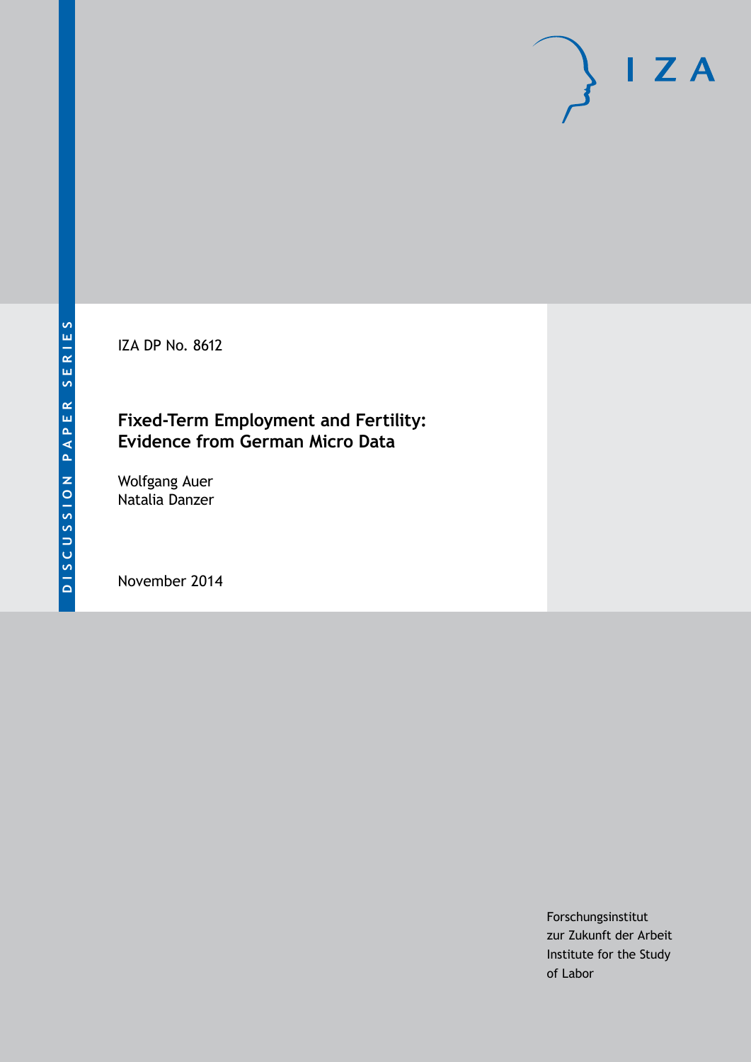DISCUSSION PAPER SERIES

IZA

IZA DP No. 8612

# Fixed-Term Employment and Fertility: Evidence from German Micro Data

Wolfgang Auer
Natalia Danzer

November 2014

Forschungsinstitut
zur Zukunft der Arbeit
Institute for the Study
of Labor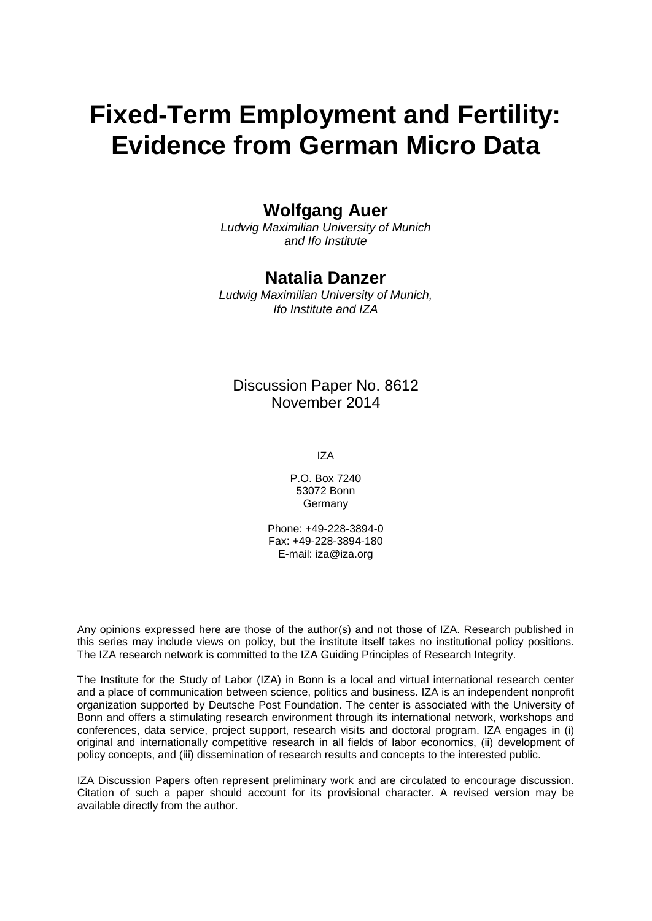# Fixed-Term Employment and Fertility: Evidence from German Micro Data

**Wolfgang Auer**
*Ludwig Maximilian University of Munich and Ifo Institute*

**Natalia Danzer**
*Ludwig Maximilian University of Munich, Ifo Institute and IZA*

Discussion Paper No. 8612
November 2014

IZA

P.O. Box 7240
53072 Bonn
Germany

Phone: +49-228-3894-0
Fax: +49-228-3894-180
E-mail: iza@iza.org

Any opinions expressed here are those of the author(s) and not those of IZA. Research published in this series may include views on policy, but the institute itself takes no institutional policy positions. The IZA research network is committed to the IZA Guiding Principles of Research Integrity.

The Institute for the Study of Labor (IZA) in Bonn is a local and virtual international research center and a place of communication between science, politics and business. IZA is an independent nonprofit organization supported by Deutsche Post Foundation. The center is associated with the University of Bonn and offers a stimulating research environment through its international network, workshops and conferences, data service, project support, research visits and doctoral program. IZA engages in (i) original and internationally competitive research in all fields of labor economics, (ii) development of policy concepts, and (iii) dissemination of research results and concepts to the interested public.

IZA Discussion Papers often represent preliminary work and are circulated to encourage discussion. Citation of such a paper should account for its provisional character. A revised version may be available directly from the author.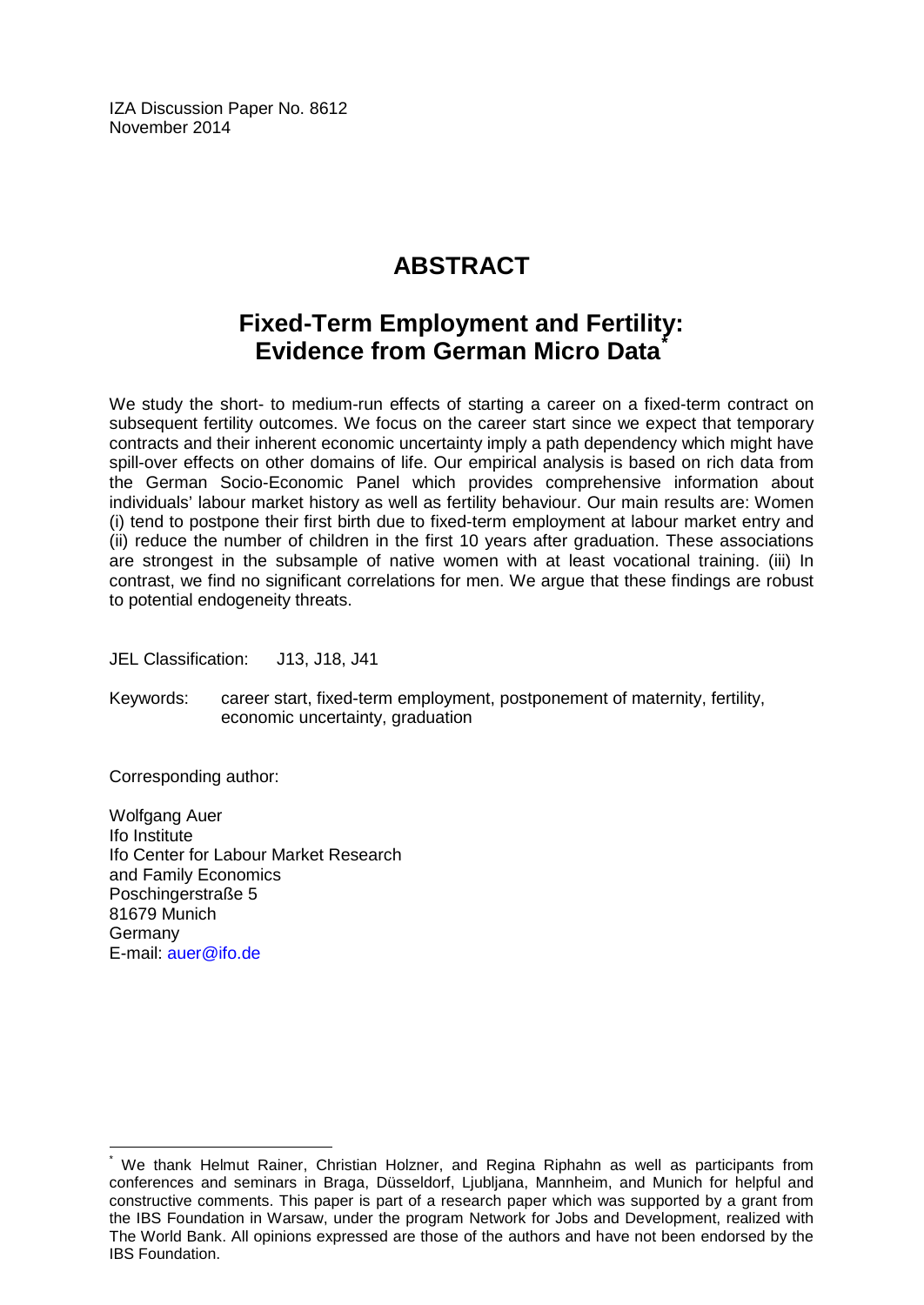IZA Discussion Paper No. 8612
November 2014

# ABSTRACT

## Fixed-Term Employment and Fertility: Evidence from German Micro Data*

We study the short- to medium-run effects of starting a career on a fixed-term contract on subsequent fertility outcomes. We focus on the career start since we expect that temporary contracts and their inherent economic uncertainty imply a path dependency which might have spill-over effects on other domains of life. Our empirical analysis is based on rich data from the German Socio-Economic Panel which provides comprehensive information about individuals' labour market history as well as fertility behaviour. Our main results are: Women (i) tend to postpone their first birth due to fixed-term employment at labour market entry and (ii) reduce the number of children in the first 10 years after graduation. These associations are strongest in the subsample of native women with at least vocational training. (iii) In contrast, we find no significant correlations for men. We argue that these findings are robust to potential endogeneity threats.

JEL Classification: J13, J18, J41

Keywords: career start, fixed-term employment, postponement of maternity, fertility, economic uncertainty, graduation

Corresponding author:

Wolfgang Auer
Ifo Institute
Ifo Center for Labour Market Research
and Family Economics
Poschingerstraße 5
81679 Munich
Germany
E-mail: auer@ifo.de

---

* We thank Helmut Rainer, Christian Holzner, and Regina Riphahn as well as participants from conferences and seminars in Braga, Düsseldorf, Ljubljana, Mannheim, and Munich for helpful and constructive comments. This paper is part of a research paper which was supported by a grant from the IBS Foundation in Warsaw, under the program Network for Jobs and Development, realized with The World Bank. All opinions expressed are those of the authors and have not been endorsed by the IBS Foundation.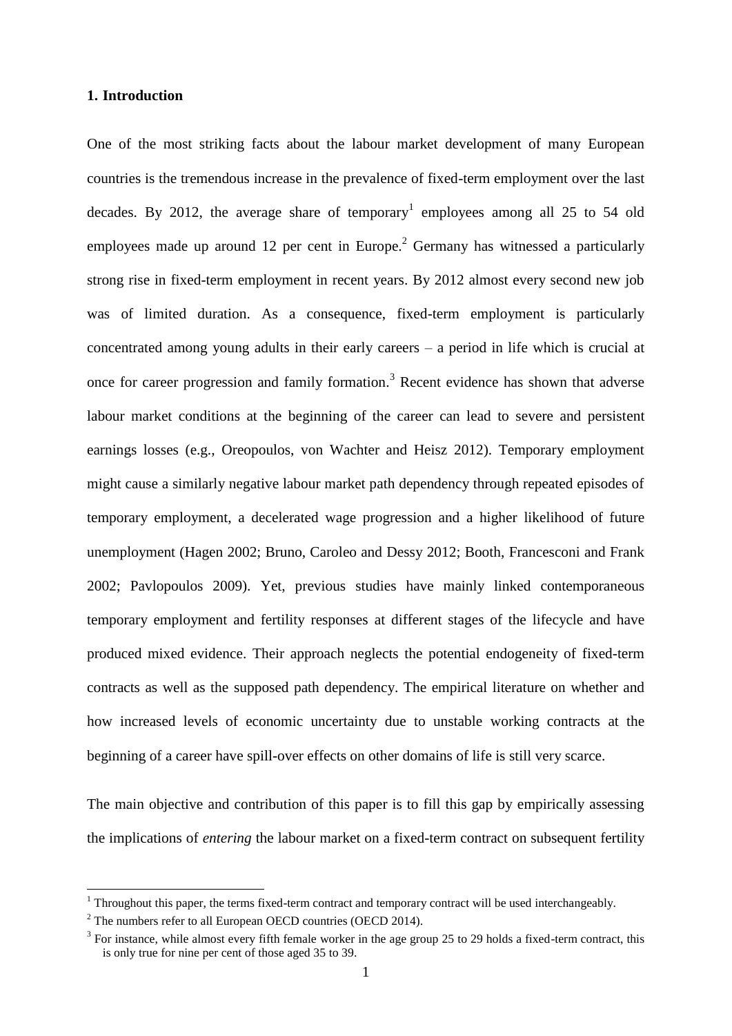## 1. Introduction

One of the most striking facts about the labour market development of many European countries is the tremendous increase in the prevalence of fixed-term employment over the last decades. By 2012, the average share of temporary[1] employees among all 25 to 54 old employees made up around 12 per cent in Europe.[2] Germany has witnessed a particularly strong rise in fixed-term employment in recent years. By 2012 almost every second new job was of limited duration. As a consequence, fixed-term employment is particularly concentrated among young adults in their early careers – a period in life which is crucial at once for career progression and family formation.[3] Recent evidence has shown that adverse labour market conditions at the beginning of the career can lead to severe and persistent earnings losses (e.g., Oreopoulos, von Wachter and Heisz 2012). Temporary employment might cause a similarly negative labour market path dependency through repeated episodes of temporary employment, a decelerated wage progression and a higher likelihood of future unemployment (Hagen 2002; Bruno, Caroleo and Dessy 2012; Booth, Francesconi and Frank 2002; Pavlopoulos 2009). Yet, previous studies have mainly linked contemporaneous temporary employment and fertility responses at different stages of the lifecycle and have produced mixed evidence. Their approach neglects the potential endogeneity of fixed-term contracts as well as the supposed path dependency. The empirical literature on whether and how increased levels of economic uncertainty due to unstable working contracts at the beginning of a career have spill-over effects on other domains of life is still very scarce.

The main objective and contribution of this paper is to fill this gap by empirically assessing the implications of *entering* the labour market on a fixed-term contract on subsequent fertility

[1] Throughout this paper, the terms fixed-term contract and temporary contract will be used interchangeably.

[2] The numbers refer to all European OECD countries (OECD 2014).

[3] For instance, while almost every fifth female worker in the age group 25 to 29 holds a fixed-term contract, this is only true for nine per cent of those aged 35 to 39.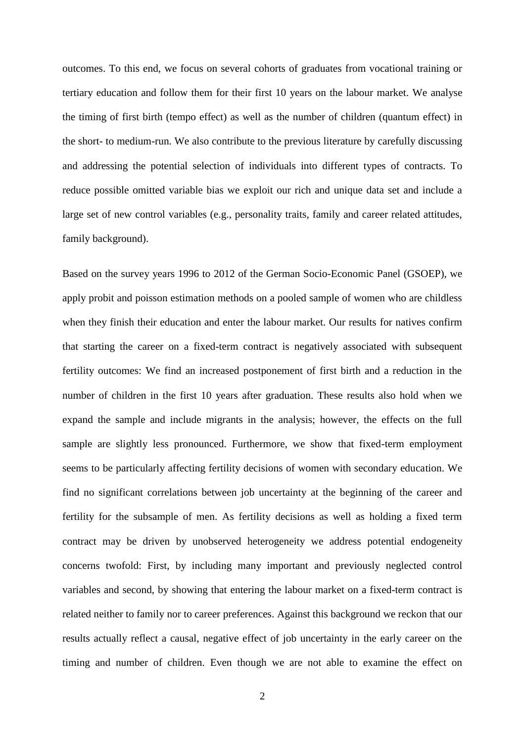outcomes. To this end, we focus on several cohorts of graduates from vocational training or tertiary education and follow them for their first 10 years on the labour market. We analyse the timing of first birth (tempo effect) as well as the number of children (quantum effect) in the short- to medium-run. We also contribute to the previous literature by carefully discussing and addressing the potential selection of individuals into different types of contracts. To reduce possible omitted variable bias we exploit our rich and unique data set and include a large set of new control variables (e.g., personality traits, family and career related attitudes, family background).

Based on the survey years 1996 to 2012 of the German Socio-Economic Panel (GSOEP), we apply probit and poisson estimation methods on a pooled sample of women who are childless when they finish their education and enter the labour market. Our results for natives confirm that starting the career on a fixed-term contract is negatively associated with subsequent fertility outcomes: We find an increased postponement of first birth and a reduction in the number of children in the first 10 years after graduation. These results also hold when we expand the sample and include migrants in the analysis; however, the effects on the full sample are slightly less pronounced. Furthermore, we show that fixed-term employment seems to be particularly affecting fertility decisions of women with secondary education. We find no significant correlations between job uncertainty at the beginning of the career and fertility for the subsample of men. As fertility decisions as well as holding a fixed term contract may be driven by unobserved heterogeneity we address potential endogeneity concerns twofold: First, by including many important and previously neglected control variables and second, by showing that entering the labour market on a fixed-term contract is related neither to family nor to career preferences. Against this background we reckon that our results actually reflect a causal, negative effect of job uncertainty in the early career on the timing and number of children. Even though we are not able to examine the effect on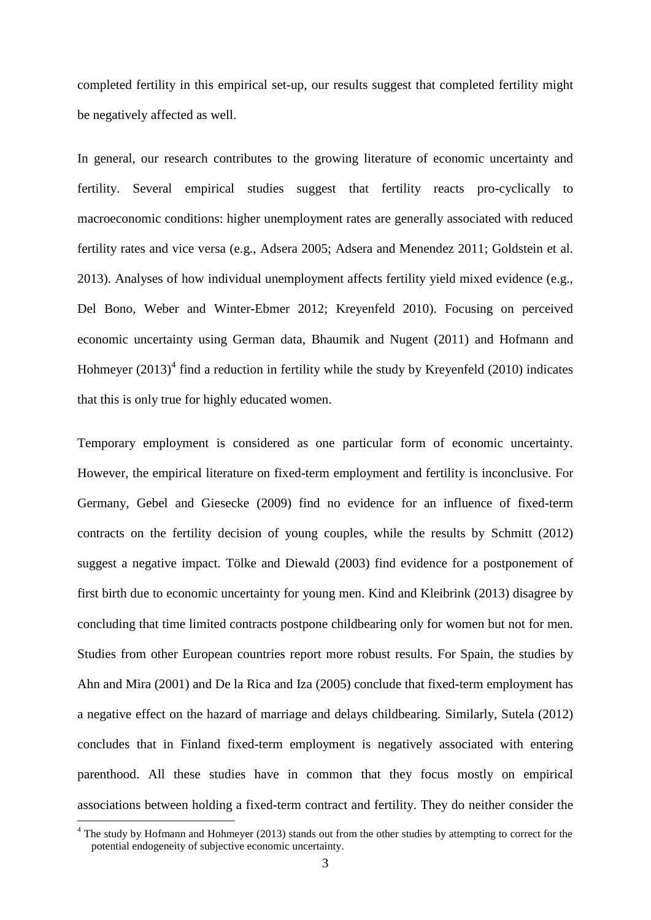completed fertility in this empirical set-up, our results suggest that completed fertility might be negatively affected as well.

In general, our research contributes to the growing literature of economic uncertainty and fertility. Several empirical studies suggest that fertility reacts pro-cyclically to macroeconomic conditions: higher unemployment rates are generally associated with reduced fertility rates and vice versa (e.g., Adsera 2005; Adsera and Menendez 2011; Goldstein et al. 2013). Analyses of how individual unemployment affects fertility yield mixed evidence (e.g., Del Bono, Weber and Winter-Ebmer 2012; Kreyenfeld 2010). Focusing on perceived economic uncertainty using German data, Bhaumik and Nugent (2011) and Hofmann and Hohmeyer (2013)[4] find a reduction in fertility while the study by Kreyenfeld (2010) indicates that this is only true for highly educated women.

Temporary employment is considered as one particular form of economic uncertainty. However, the empirical literature on fixed-term employment and fertility is inconclusive. For Germany, Gebel and Giesecke (2009) find no evidence for an influence of fixed-term contracts on the fertility decision of young couples, while the results by Schmitt (2012) suggest a negative impact. Tölke and Diewald (2003) find evidence for a postponement of first birth due to economic uncertainty for young men. Kind and Kleibrink (2013) disagree by concluding that time limited contracts postpone childbearing only for women but not for men. Studies from other European countries report more robust results. For Spain, the studies by Ahn and Mira (2001) and De la Rica and Iza (2005) conclude that fixed-term employment has a negative effect on the hazard of marriage and delays childbearing. Similarly, Sutela (2012) concludes that in Finland fixed-term employment is negatively associated with entering parenthood. All these studies have in common that they focus mostly on empirical associations between holding a fixed-term contract and fertility. They do neither consider the

[4] The study by Hofmann and Hohmeyer (2013) stands out from the other studies by attempting to correct for the potential endogeneity of subjective economic uncertainty.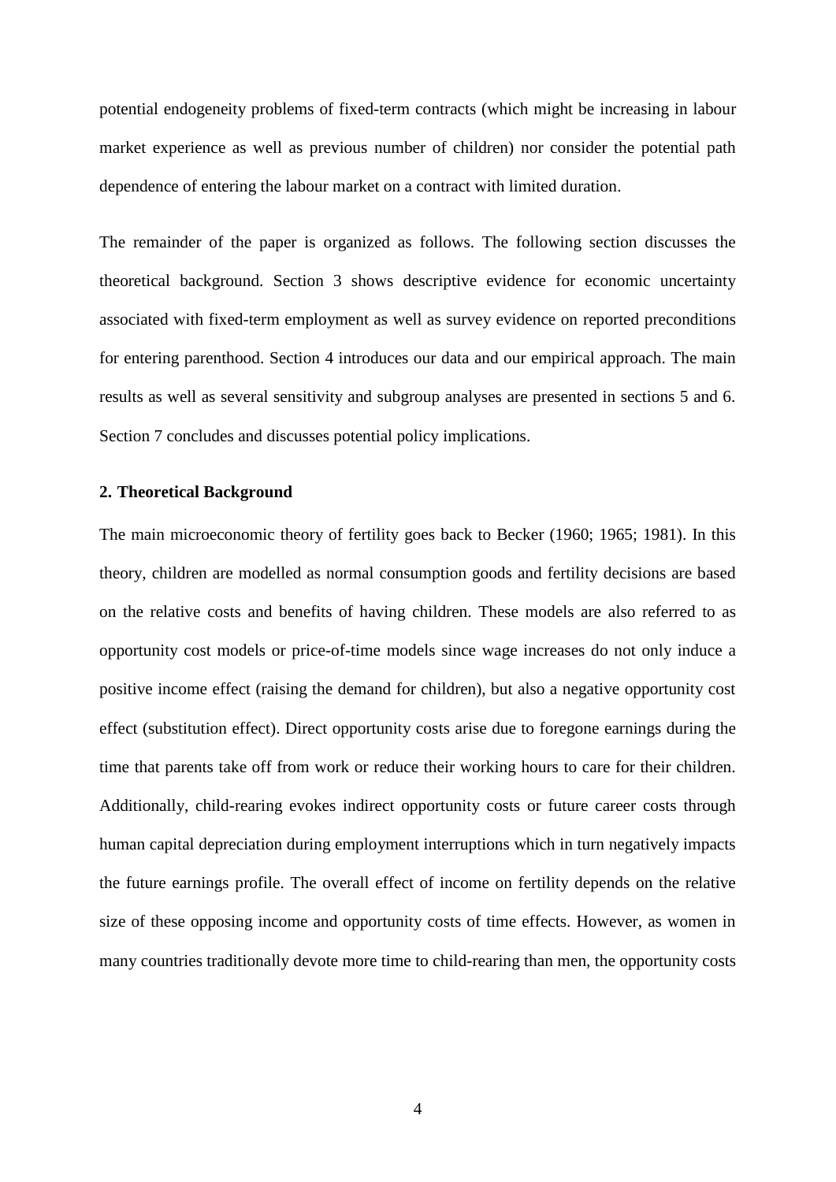potential endogeneity problems of fixed-term contracts (which might be increasing in labour market experience as well as previous number of children) nor consider the potential path dependence of entering the labour market on a contract with limited duration.

The remainder of the paper is organized as follows. The following section discusses the theoretical background. Section 3 shows descriptive evidence for economic uncertainty associated with fixed-term employment as well as survey evidence on reported preconditions for entering parenthood. Section 4 introduces our data and our empirical approach. The main results as well as several sensitivity and subgroup analyses are presented in sections 5 and 6. Section 7 concludes and discusses potential policy implications.

## 2. Theoretical Background

The main microeconomic theory of fertility goes back to Becker (1960; 1965; 1981). In this theory, children are modelled as normal consumption goods and fertility decisions are based on the relative costs and benefits of having children. These models are also referred to as opportunity cost models or price-of-time models since wage increases do not only induce a positive income effect (raising the demand for children), but also a negative opportunity cost effect (substitution effect). Direct opportunity costs arise due to foregone earnings during the time that parents take off from work or reduce their working hours to care for their children. Additionally, child-rearing evokes indirect opportunity costs or future career costs through human capital depreciation during employment interruptions which in turn negatively impacts the future earnings profile. The overall effect of income on fertility depends on the relative size of these opposing income and opportunity costs of time effects. However, as women in many countries traditionally devote more time to child-rearing than men, the opportunity costs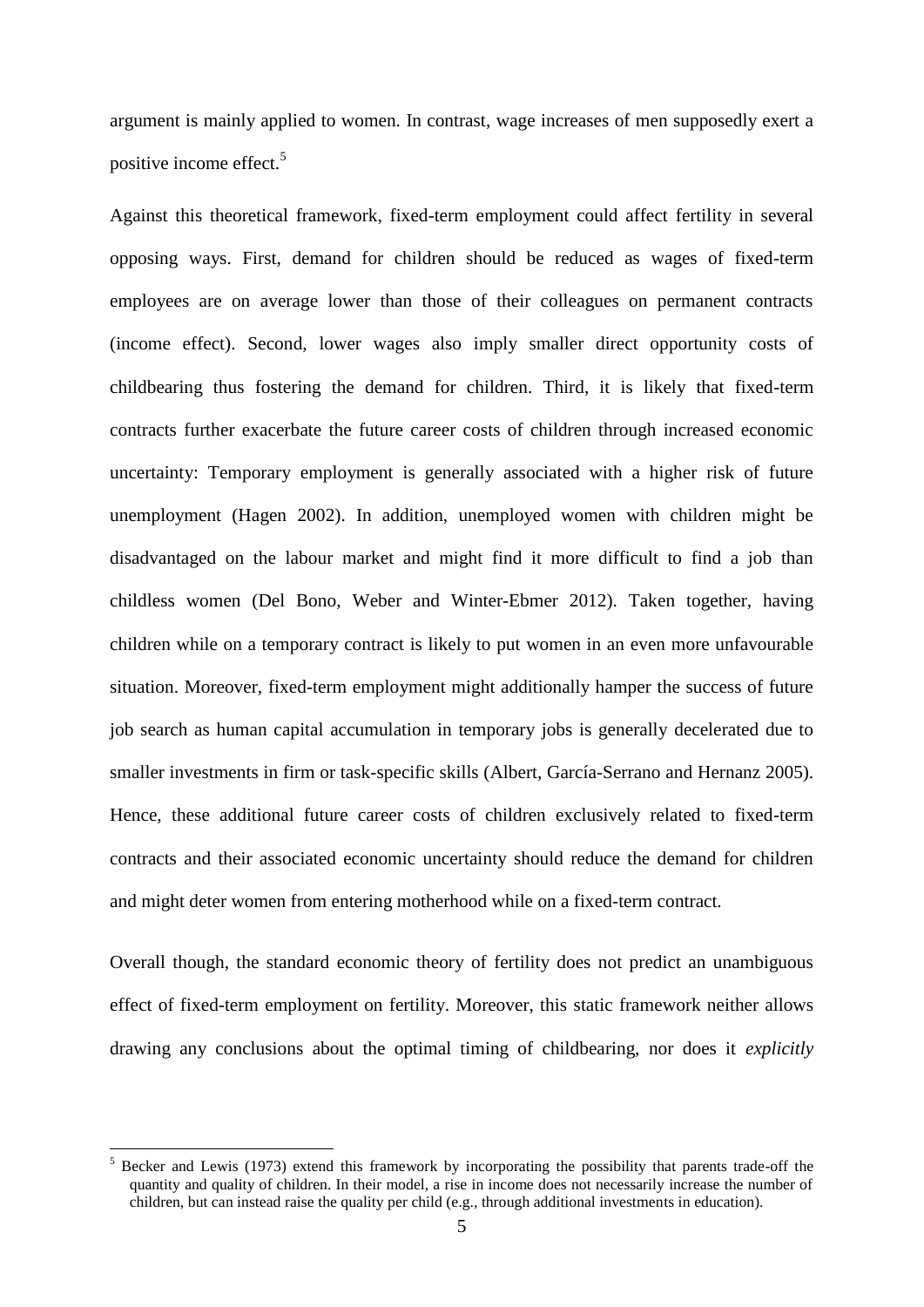argument is mainly applied to women. In contrast, wage increases of men supposedly exert a positive income effect.[5]

Against this theoretical framework, fixed-term employment could affect fertility in several opposing ways. First, demand for children should be reduced as wages of fixed-term employees are on average lower than those of their colleagues on permanent contracts (income effect). Second, lower wages also imply smaller direct opportunity costs of childbearing thus fostering the demand for children. Third, it is likely that fixed-term contracts further exacerbate the future career costs of children through increased economic uncertainty: Temporary employment is generally associated with a higher risk of future unemployment (Hagen 2002). In addition, unemployed women with children might be disadvantaged on the labour market and might find it more difficult to find a job than childless women (Del Bono, Weber and Winter-Ebmer 2012). Taken together, having children while on a temporary contract is likely to put women in an even more unfavourable situation. Moreover, fixed-term employment might additionally hamper the success of future job search as human capital accumulation in temporary jobs is generally decelerated due to smaller investments in firm or task-specific skills (Albert, García-Serrano and Hernanz 2005). Hence, these additional future career costs of children exclusively related to fixed-term contracts and their associated economic uncertainty should reduce the demand for children and might deter women from entering motherhood while on a fixed-term contract.

Overall though, the standard economic theory of fertility does not predict an unambiguous effect of fixed-term employment on fertility. Moreover, this static framework neither allows drawing any conclusions about the optimal timing of childbearing, nor does it *explicitly*

[5] Becker and Lewis (1973) extend this framework by incorporating the possibility that parents trade-off the quantity and quality of children. In their model, a rise in income does not necessarily increase the number of children, but can instead raise the quality per child (e.g., through additional investments in education).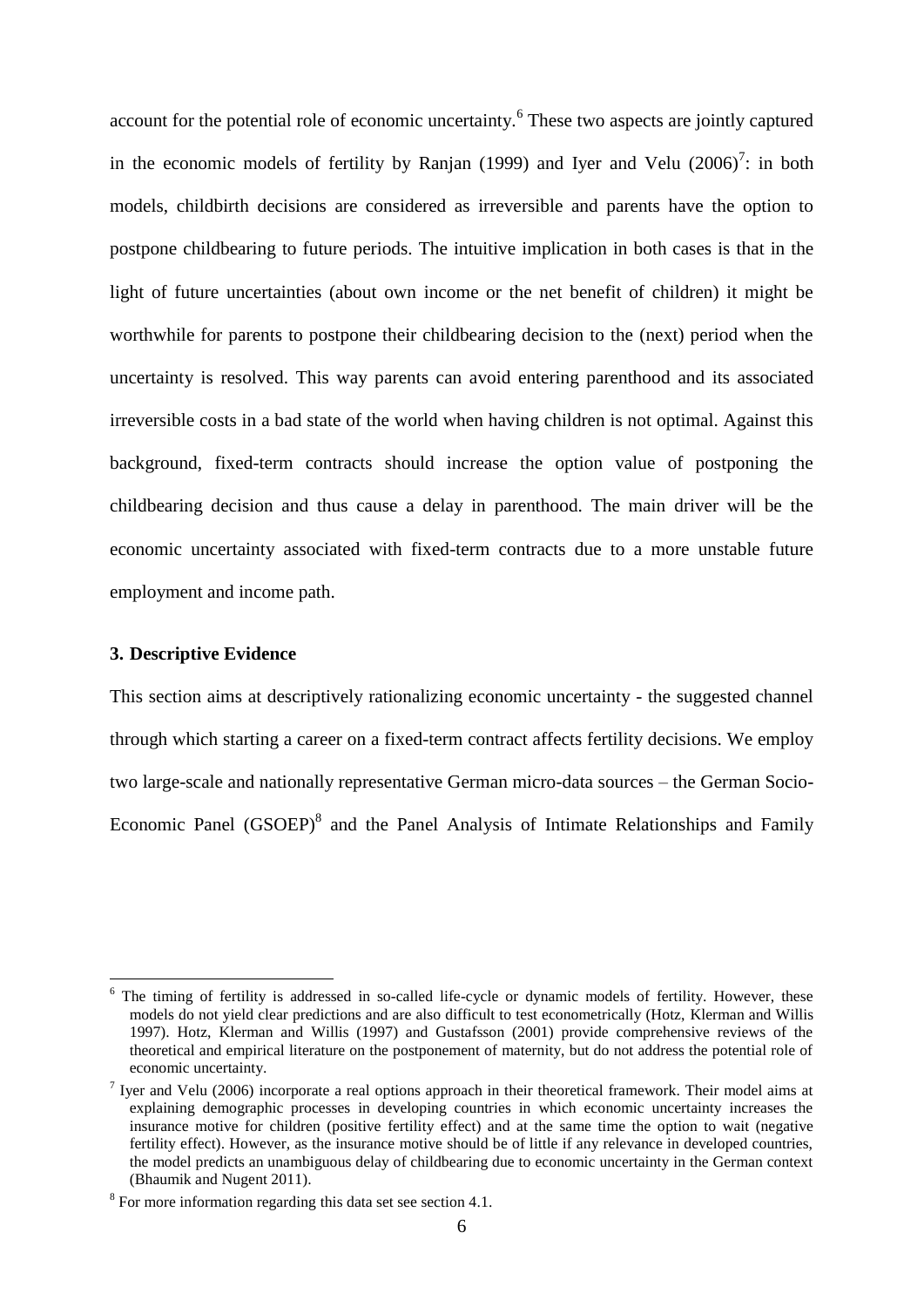account for the potential role of economic uncertainty.[6] These two aspects are jointly captured in the economic models of fertility by Ranjan (1999) and Iyer and Velu (2006)[7]: in both models, childbirth decisions are considered as irreversible and parents have the option to postpone childbearing to future periods. The intuitive implication in both cases is that in the light of future uncertainties (about own income or the net benefit of children) it might be worthwhile for parents to postpone their childbearing decision to the (next) period when the uncertainty is resolved. This way parents can avoid entering parenthood and its associated irreversible costs in a bad state of the world when having children is not optimal. Against this background, fixed-term contracts should increase the option value of postponing the childbearing decision and thus cause a delay in parenthood. The main driver will be the economic uncertainty associated with fixed-term contracts due to a more unstable future employment and income path.

### 3. Descriptive Evidence

This section aims at descriptively rationalizing economic uncertainty - the suggested channel through which starting a career on a fixed-term contract affects fertility decisions. We employ two large-scale and nationally representative German micro-data sources – the German Socio-Economic Panel (GSOEP)[8] and the Panel Analysis of Intimate Relationships and Family

---

[6] The timing of fertility is addressed in so-called life-cycle or dynamic models of fertility. However, these models do not yield clear predictions and are also difficult to test econometrically (Hotz, Klerman and Willis 1997). Hotz, Klerman and Willis (1997) and Gustafsson (2001) provide comprehensive reviews of the theoretical and empirical literature on the postponement of maternity, but do not address the potential role of economic uncertainty.

[7] Iyer and Velu (2006) incorporate a real options approach in their theoretical framework. Their model aims at explaining demographic processes in developing countries in which economic uncertainty increases the insurance motive for children (positive fertility effect) and at the same time the option to wait (negative fertility effect). However, as the insurance motive should be of little if any relevance in developed countries, the model predicts an unambiguous delay of childbearing due to economic uncertainty in the German context (Bhaumik and Nugent 2011).

[8] For more information regarding this data set see section 4.1.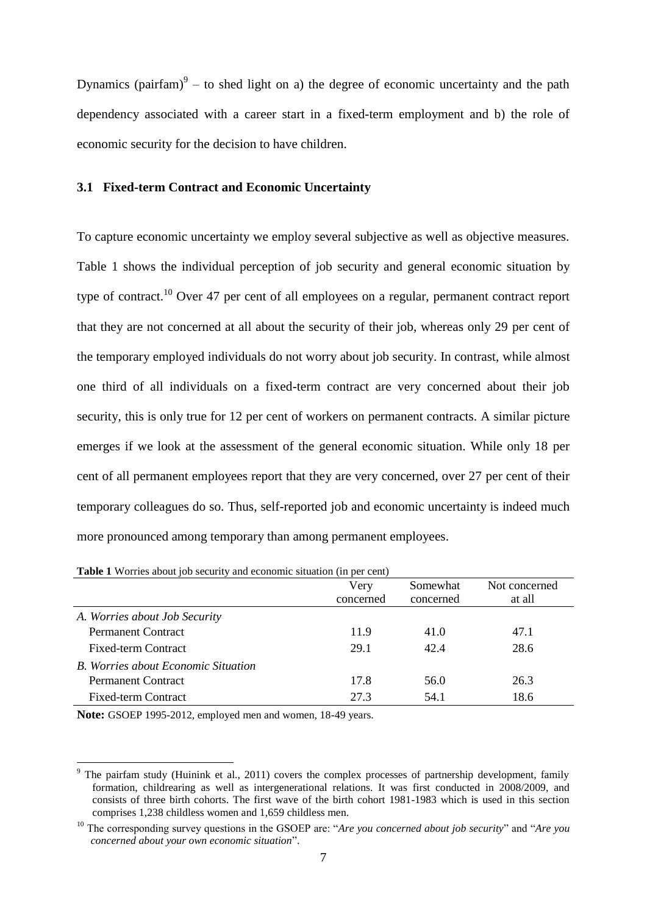Dynamics (pairfam)[9] – to shed light on a) the degree of economic uncertainty and the path dependency associated with a career start in a fixed-term employment and b) the role of economic security for the decision to have children.

### 3.1 Fixed-term Contract and Economic Uncertainty

To capture economic uncertainty we employ several subjective as well as objective measures. Table 1 shows the individual perception of job security and general economic situation by type of contract.[10] Over 47 per cent of all employees on a regular, permanent contract report that they are not concerned at all about the security of their job, whereas only 29 per cent of the temporary employed individuals do not worry about job security. In contrast, while almost one third of all individuals on a fixed-term contract are very concerned about their job security, this is only true for 12 per cent of workers on permanent contracts. A similar picture emerges if we look at the assessment of the general economic situation. While only 18 per cent of all permanent employees report that they are very concerned, over 27 per cent of their temporary colleagues do so. Thus, self-reported job and economic uncertainty is indeed much more pronounced among temporary than among permanent employees.

**Table 1** Worries about job security and economic situation (in per cent)

| | Very concerned | Somewhat concerned | Not concerned at all |
|---|---|---|---|
| *A. Worries about Job Security* | | | |
| Permanent Contract | 11.9 | 41.0 | 47.1 |
| Fixed-term Contract | 29.1 | 42.4 | 28.6 |
| *B. Worries about Economic Situation* | | | |
| Permanent Contract | 17.8 | 56.0 | 26.3 |
| Fixed-term Contract | 27.3 | 54.1 | 18.6 |

**Note:** GSOEP 1995-2012, employed men and women, 18-49 years.

[9] The pairfam study (Huinink et al., 2011) covers the complex processes of partnership development, family formation, childrearing as well as intergenerational relations. It was first conducted in 2008/2009, and consists of three birth cohorts. The first wave of the birth cohort 1981-1983 which is used in this section comprises 1,238 childless women and 1,659 childless men.

[10] The corresponding survey questions in the GSOEP are: "*Are you concerned about job security*" and "*Are you concerned about your own economic situation*".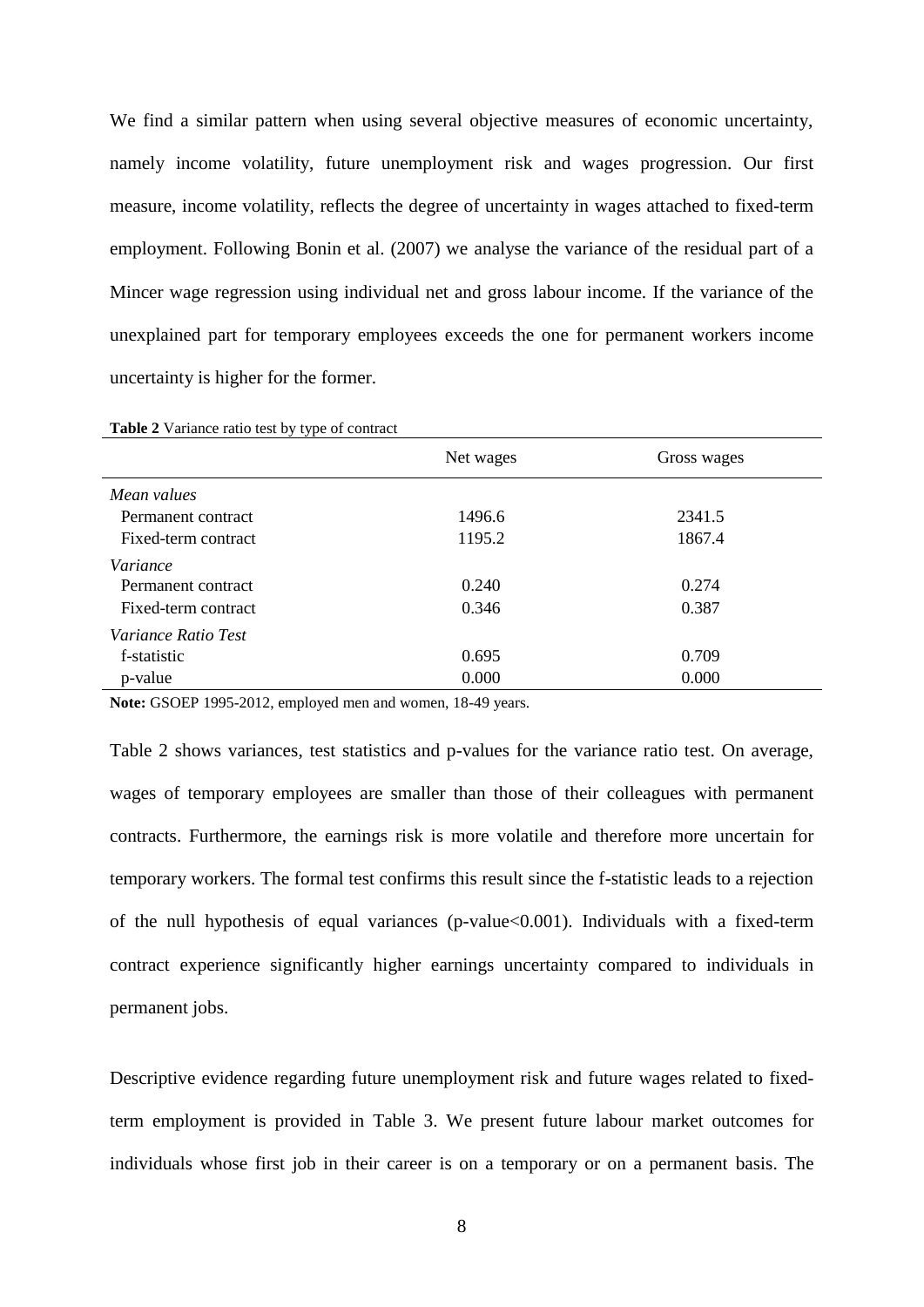We find a similar pattern when using several objective measures of economic uncertainty, namely income volatility, future unemployment risk and wages progression. Our first measure, income volatility, reflects the degree of uncertainty in wages attached to fixed-term employment. Following Bonin et al. (2007) we analyse the variance of the residual part of a Mincer wage regression using individual net and gross labour income. If the variance of the unexplained part for temporary employees exceeds the one for permanent workers income uncertainty is higher for the former.

**Table 2** Variance ratio test by type of contract

| | Net wages | Gross wages |
|---|---|---|
| *Mean values* | | |
| Permanent contract | 1496.6 | 2341.5 |
| Fixed-term contract | 1195.2 | 1867.4 |
| *Variance* | | |
| Permanent contract | 0.240 | 0.274 |
| Fixed-term contract | 0.346 | 0.387 |
| *Variance Ratio Test* | | |
| f-statistic | 0.695 | 0.709 |
| p-value | 0.000 | 0.000 |

**Note:** GSOEP 1995-2012, employed men and women, 18-49 years.

Table 2 shows variances, test statistics and p-values for the variance ratio test. On average, wages of temporary employees are smaller than those of their colleagues with permanent contracts. Furthermore, the earnings risk is more volatile and therefore more uncertain for temporary workers. The formal test confirms this result since the f-statistic leads to a rejection of the null hypothesis of equal variances (p-value<0.001). Individuals with a fixed-term contract experience significantly higher earnings uncertainty compared to individuals in permanent jobs.

Descriptive evidence regarding future unemployment risk and future wages related to fixed-term employment is provided in Table 3. We present future labour market outcomes for individuals whose first job in their career is on a temporary or on a permanent basis. The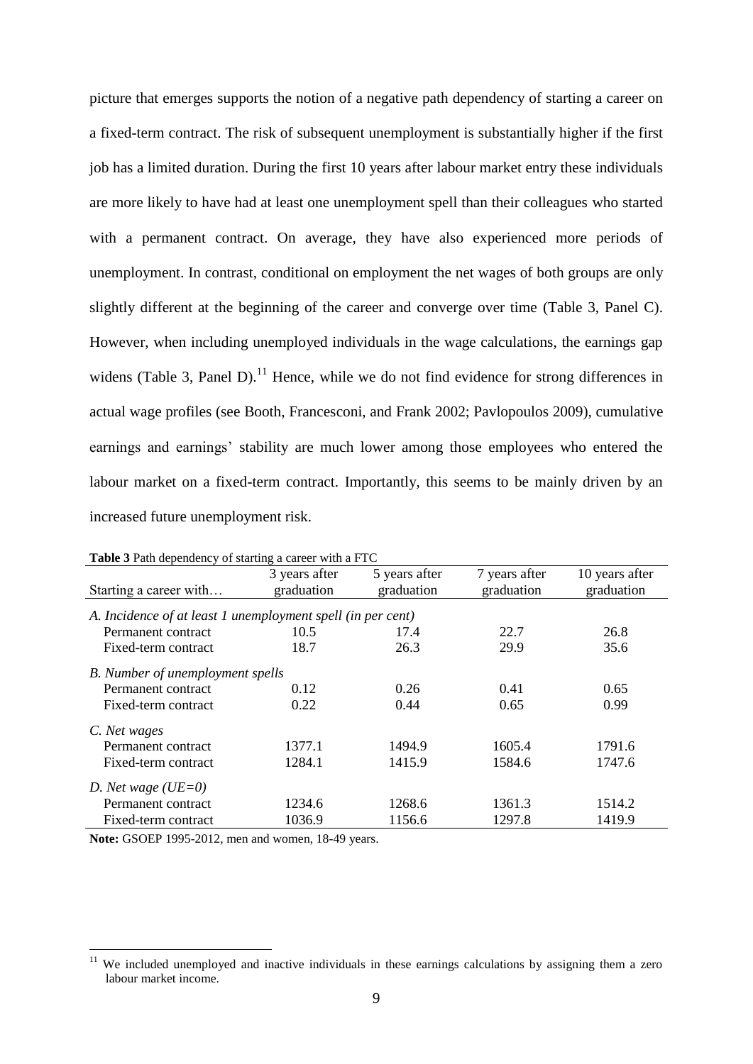picture that emerges supports the notion of a negative path dependency of starting a career on a fixed-term contract. The risk of subsequent unemployment is substantially higher if the first job has a limited duration. During the first 10 years after labour market entry these individuals are more likely to have had at least one unemployment spell than their colleagues who started with a permanent contract. On average, they have also experienced more periods of unemployment. In contrast, conditional on employment the net wages of both groups are only slightly different at the beginning of the career and converge over time (Table 3, Panel C). However, when including unemployed individuals in the wage calculations, the earnings gap widens (Table 3, Panel D).[11] Hence, while we do not find evidence for strong differences in actual wage profiles (see Booth, Francesconi, and Frank 2002; Pavlopoulos 2009), cumulative earnings and earnings' stability are much lower among those employees who entered the labour market on a fixed-term contract. Importantly, this seems to be mainly driven by an increased future unemployment risk.

**Table 3** Path dependency of starting a career with a FTC

| Starting a career with… | 3 years after graduation | 5 years after graduation | 7 years after graduation | 10 years after graduation |
|---|---|---|---|---|
| *A. Incidence of at least 1 unemployment spell (in per cent)* | | | | |
| Permanent contract | 10.5 | 17.4 | 22.7 | 26.8 |
| Fixed-term contract | 18.7 | 26.3 | 29.9 | 35.6 |
| *B. Number of unemployment spells* | | | | |
| Permanent contract | 0.12 | 0.26 | 0.41 | 0.65 |
| Fixed-term contract | 0.22 | 0.44 | 0.65 | 0.99 |
| *C. Net wages* | | | | |
| Permanent contract | 1377.1 | 1494.9 | 1605.4 | 1791.6 |
| Fixed-term contract | 1284.1 | 1415.9 | 1584.6 | 1747.6 |
| *D. Net wage (UE=0)* | | | | |
| Permanent contract | 1234.6 | 1268.6 | 1361.3 | 1514.2 |
| Fixed-term contract | 1036.9 | 1156.6 | 1297.8 | 1419.9 |

**Note:** GSOEP 1995-2012, men and women, 18-49 years.

[11] We included unemployed and inactive individuals in these earnings calculations by assigning them a zero labour market income.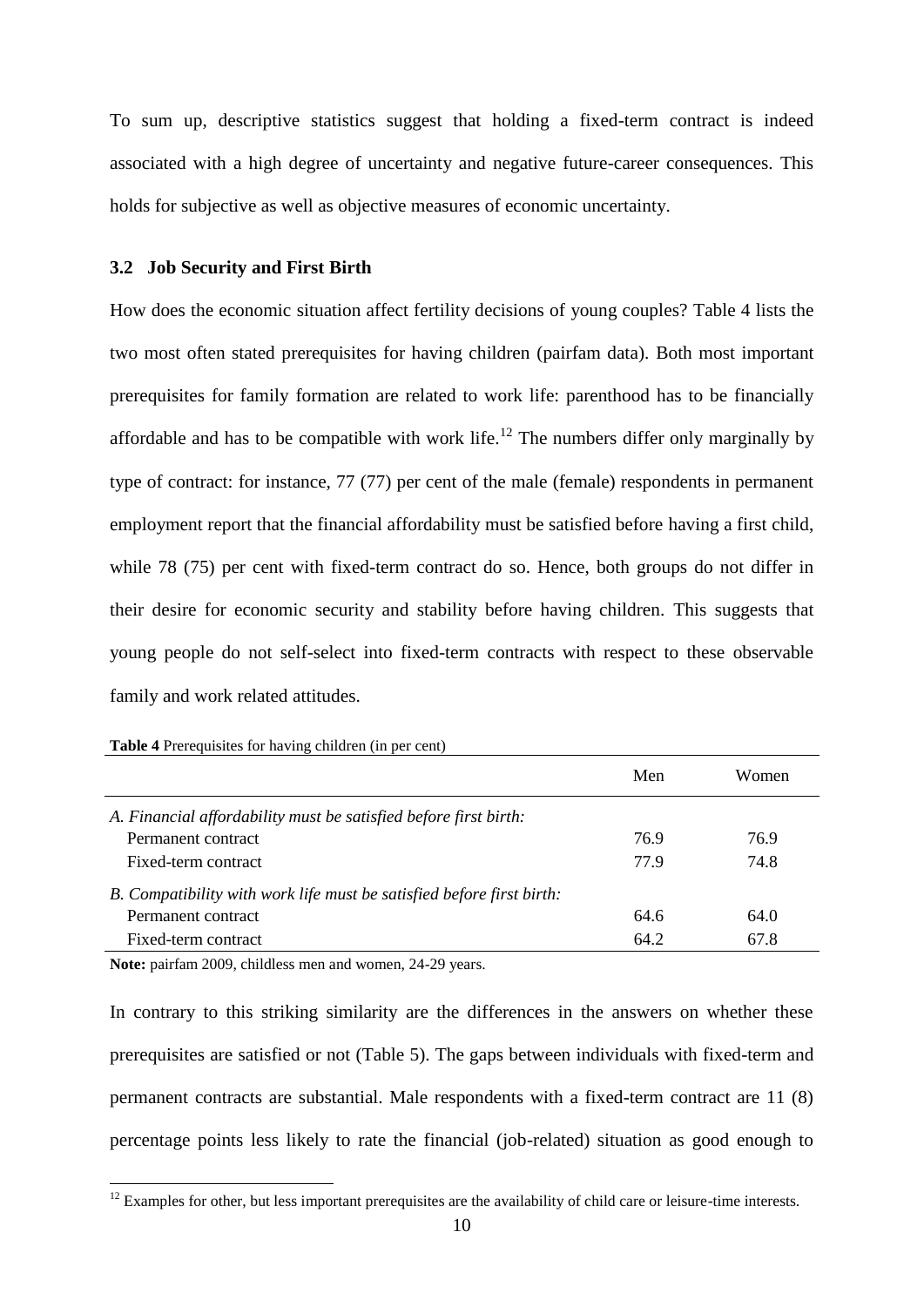To sum up, descriptive statistics suggest that holding a fixed-term contract is indeed associated with a high degree of uncertainty and negative future-career consequences. This holds for subjective as well as objective measures of economic uncertainty.

### 3.2 Job Security and First Birth

How does the economic situation affect fertility decisions of young couples? Table 4 lists the two most often stated prerequisites for having children (pairfam data). Both most important prerequisites for family formation are related to work life: parenthood has to be financially affordable and has to be compatible with work life.[12] The numbers differ only marginally by type of contract: for instance, 77 (77) per cent of the male (female) respondents in permanent employment report that the financial affordability must be satisfied before having a first child, while 78 (75) per cent with fixed-term contract do so. Hence, both groups do not differ in their desire for economic security and stability before having children. This suggests that young people do not self-select into fixed-term contracts with respect to these observable family and work related attitudes.

**Table 4** Prerequisites for having children (in per cent)

| | Men | Women |
|---|---|---|
| *A. Financial affordability must be satisfied before first birth:* | | |
| Permanent contract | 76.9 | 76.9 |
| Fixed-term contract | 77.9 | 74.8 |
| *B. Compatibility with work life must be satisfied before first birth:* | | |
| Permanent contract | 64.6 | 64.0 |
| Fixed-term contract | 64.2 | 67.8 |

**Note:** pairfam 2009, childless men and women, 24-29 years.

In contrary to this striking similarity are the differences in the answers on whether these prerequisites are satisfied or not (Table 5). The gaps between individuals with fixed-term and permanent contracts are substantial. Male respondents with a fixed-term contract are 11 (8) percentage points less likely to rate the financial (job-related) situation as good enough to

[12] Examples for other, but less important prerequisites are the availability of child care or leisure-time interests.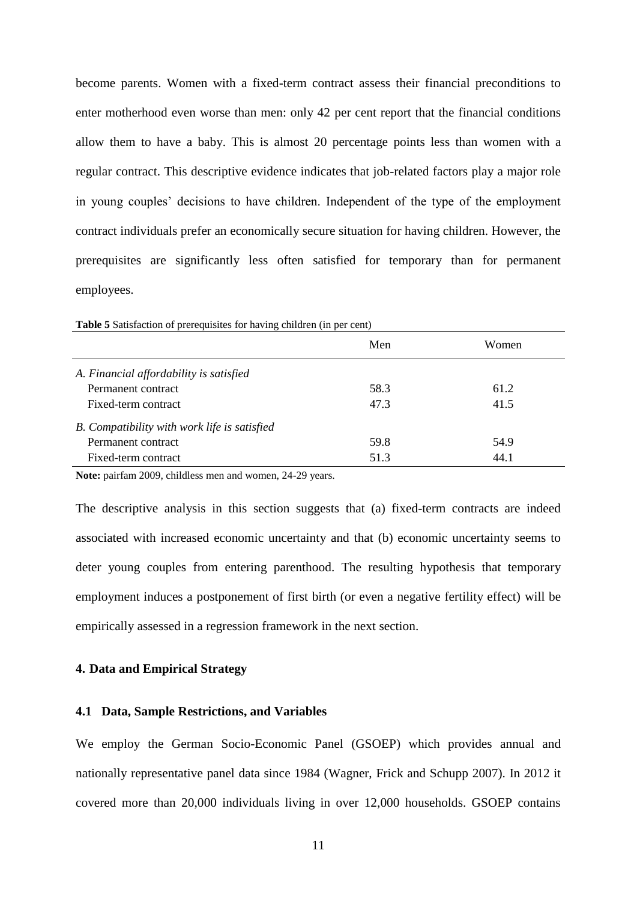become parents. Women with a fixed-term contract assess their financial preconditions to enter motherhood even worse than men: only 42 per cent report that the financial conditions allow them to have a baby. This is almost 20 percentage points less than women with a regular contract. This descriptive evidence indicates that job-related factors play a major role in young couples' decisions to have children. Independent of the type of the employment contract individuals prefer an economically secure situation for having children. However, the prerequisites are significantly less often satisfied for temporary than for permanent employees.

**Table 5** Satisfaction of prerequisites for having children (in per cent)

| | Men | Women |
|---|---|---|
| *A. Financial affordability is satisfied* | | |
| Permanent contract | 58.3 | 61.2 |
| Fixed-term contract | 47.3 | 41.5 |
| *B. Compatibility with work life is satisfied* | | |
| Permanent contract | 59.8 | 54.9 |
| Fixed-term contract | 51.3 | 44.1 |

**Note:** pairfam 2009, childless men and women, 24-29 years.

The descriptive analysis in this section suggests that (a) fixed-term contracts are indeed associated with increased economic uncertainty and that (b) economic uncertainty seems to deter young couples from entering parenthood. The resulting hypothesis that temporary employment induces a postponement of first birth (or even a negative fertility effect) will be empirically assessed in a regression framework in the next section.

## 4. Data and Empirical Strategy

### 4.1 Data, Sample Restrictions, and Variables

We employ the German Socio-Economic Panel (GSOEP) which provides annual and nationally representative panel data since 1984 (Wagner, Frick and Schupp 2007). In 2012 it covered more than 20,000 individuals living in over 12,000 households. GSOEP contains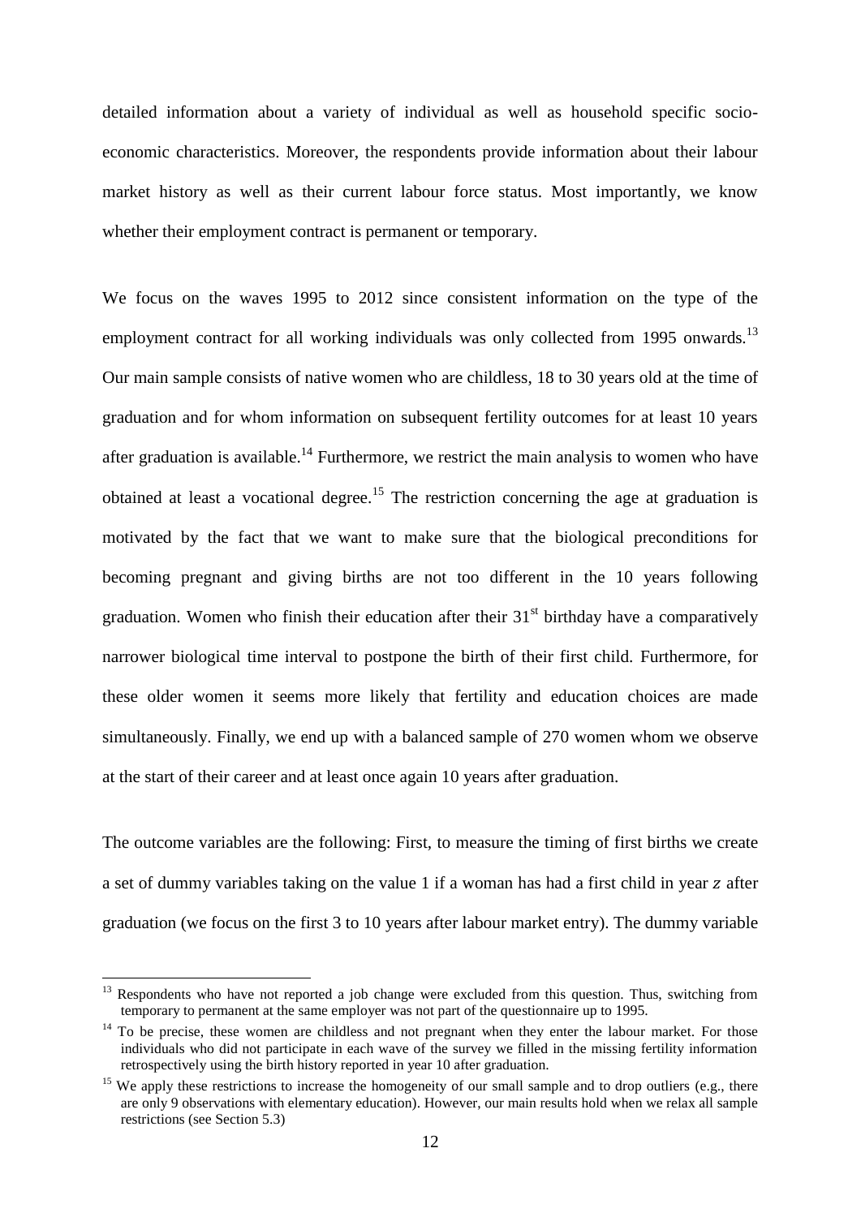detailed information about a variety of individual as well as household specific socio-economic characteristics. Moreover, the respondents provide information about their labour market history as well as their current labour force status. Most importantly, we know whether their employment contract is permanent or temporary.

We focus on the waves 1995 to 2012 since consistent information on the type of the employment contract for all working individuals was only collected from 1995 onwards.[13] Our main sample consists of native women who are childless, 18 to 30 years old at the time of graduation and for whom information on subsequent fertility outcomes for at least 10 years after graduation is available.[14] Furthermore, we restrict the main analysis to women who have obtained at least a vocational degree.[15] The restriction concerning the age at graduation is motivated by the fact that we want to make sure that the biological preconditions for becoming pregnant and giving births are not too different in the 10 years following graduation. Women who finish their education after their 31[st] birthday have a comparatively narrower biological time interval to postpone the birth of their first child. Furthermore, for these older women it seems more likely that fertility and education choices are made simultaneously. Finally, we end up with a balanced sample of 270 women whom we observe at the start of their career and at least once again 10 years after graduation.

The outcome variables are the following: First, to measure the timing of first births we create a set of dummy variables taking on the value 1 if a woman has had a first child in year $z$ after graduation (we focus on the first 3 to 10 years after labour market entry). The dummy variable

---

[13] Respondents who have not reported a job change were excluded from this question. Thus, switching from temporary to permanent at the same employer was not part of the questionnaire up to 1995.

[14] To be precise, these women are childless and not pregnant when they enter the labour market. For those individuals who did not participate in each wave of the survey we filled in the missing fertility information retrospectively using the birth history reported in year 10 after graduation.

[15] We apply these restrictions to increase the homogeneity of our small sample and to drop outliers (e.g., there are only 9 observations with elementary education). However, our main results hold when we relax all sample restrictions (see Section 5.3)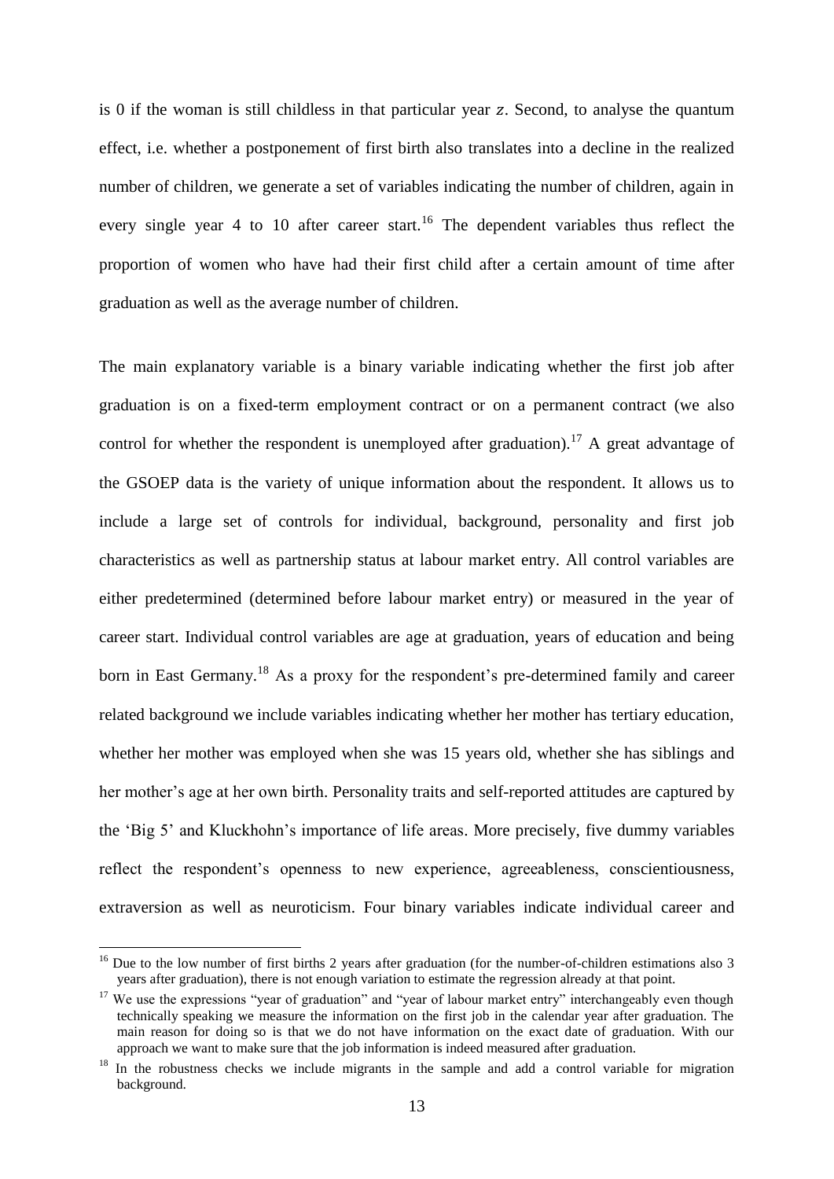is 0 if the woman is still childless in that particular year $z$. Second, to analyse the quantum effect, i.e. whether a postponement of first birth also translates into a decline in the realized number of children, we generate a set of variables indicating the number of children, again in every single year 4 to 10 after career start.[16] The dependent variables thus reflect the proportion of women who have had their first child after a certain amount of time after graduation as well as the average number of children.

The main explanatory variable is a binary variable indicating whether the first job after graduation is on a fixed-term employment contract or on a permanent contract (we also control for whether the respondent is unemployed after graduation).[17] A great advantage of the GSOEP data is the variety of unique information about the respondent. It allows us to include a large set of controls for individual, background, personality and first job characteristics as well as partnership status at labour market entry. All control variables are either predetermined (determined before labour market entry) or measured in the year of career start. Individual control variables are age at graduation, years of education and being born in East Germany.[18] As a proxy for the respondent's pre-determined family and career related background we include variables indicating whether her mother has tertiary education, whether her mother was employed when she was 15 years old, whether she has siblings and her mother's age at her own birth. Personality traits and self-reported attitudes are captured by the 'Big 5' and Kluckhohn's importance of life areas. More precisely, five dummy variables reflect the respondent's openness to new experience, agreeableness, conscientiousness, extraversion as well as neuroticism. Four binary variables indicate individual career and

---

[16] Due to the low number of first births 2 years after graduation (for the number-of-children estimations also 3 years after graduation), there is not enough variation to estimate the regression already at that point.

[17] We use the expressions "year of graduation" and "year of labour market entry" interchangeably even though technically speaking we measure the information on the first job in the calendar year after graduation. The main reason for doing so is that we do not have information on the exact date of graduation. With our approach we want to make sure that the job information is indeed measured after graduation.

[18] In the robustness checks we include migrants in the sample and add a control variable for migration background.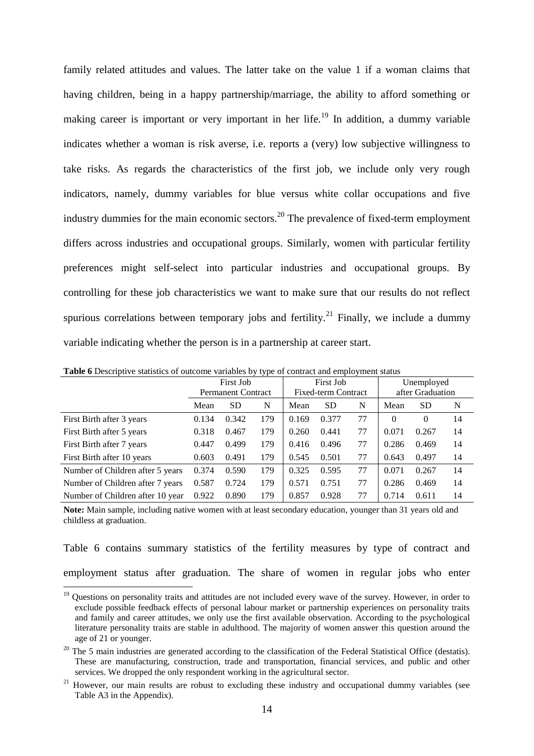family related attitudes and values. The latter take on the value 1 if a woman claims that having children, being in a happy partnership/marriage, the ability to afford something or making career is important or very important in her life.[19] In addition, a dummy variable indicates whether a woman is risk averse, i.e. reports a (very) low subjective willingness to take risks. As regards the characteristics of the first job, we include only very rough indicators, namely, dummy variables for blue versus white collar occupations and five industry dummies for the main economic sectors.[20] The prevalence of fixed-term employment differs across industries and occupational groups. Similarly, women with particular fertility preferences might self-select into particular industries and occupational groups. By controlling for these job characteristics we want to make sure that our results do not reflect spurious correlations between temporary jobs and fertility.[21] Finally, we include a dummy variable indicating whether the person is in a partnership at career start.

**Table 6** Descriptive statistics of outcome variables by type of contract and employment status

| | First Job Permanent Contract | | | First Job Fixed-term Contract | | | Unemployed after Graduation | | |
|---|---|---|---|---|---|---|---|---|---|
| | Mean | SD | N | Mean | SD | N | Mean | SD | N |
| First Birth after 3 years | 0.134 | 0.342 | 179 | 0.169 | 0.377 | 77 | 0 | 0 | 14 |
| First Birth after 5 years | 0.318 | 0.467 | 179 | 0.260 | 0.441 | 77 | 0.071 | 0.267 | 14 |
| First Birth after 7 years | 0.447 | 0.499 | 179 | 0.416 | 0.496 | 77 | 0.286 | 0.469 | 14 |
| First Birth after 10 years | 0.603 | 0.491 | 179 | 0.545 | 0.501 | 77 | 0.643 | 0.497 | 14 |
| Number of Children after 5 years | 0.374 | 0.590 | 179 | 0.325 | 0.595 | 77 | 0.071 | 0.267 | 14 |
| Number of Children after 7 years | 0.587 | 0.724 | 179 | 0.571 | 0.751 | 77 | 0.286 | 0.469 | 14 |
| Number of Children after 10 year | 0.922 | 0.890 | 179 | 0.857 | 0.928 | 77 | 0.714 | 0.611 | 14 |

**Note:** Main sample, including native women with at least secondary education, younger than 31 years old and childless at graduation.

Table 6 contains summary statistics of the fertility measures by type of contract and employment status after graduation. The share of women in regular jobs who enter

[19] Questions on personality traits and attitudes are not included every wave of the survey. However, in order to exclude possible feedback effects of personal labour market or partnership experiences on personality traits and family and career attitudes, we only use the first available observation. According to the psychological literature personality traits are stable in adulthood. The majority of women answer this question around the age of 21 or younger.

[20] The 5 main industries are generated according to the classification of the Federal Statistical Office (destatis). These are manufacturing, construction, trade and transportation, financial services, and public and other services. We dropped the only respondent working in the agricultural sector.

[21] However, our main results are robust to excluding these industry and occupational dummy variables (see Table A3 in the Appendix).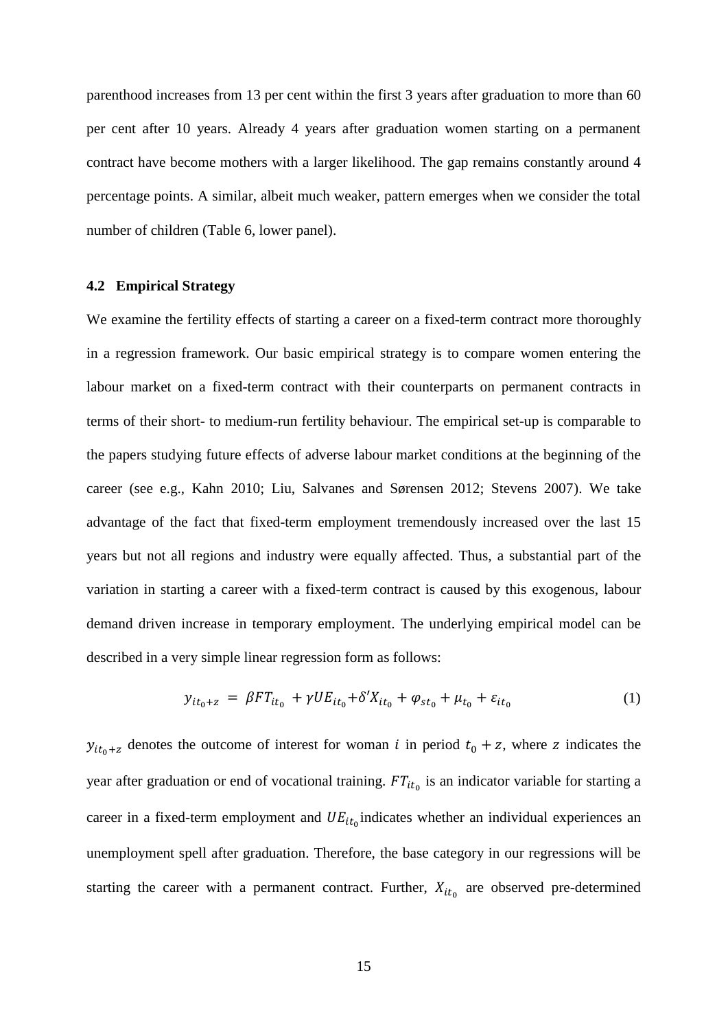parenthood increases from 13 per cent within the first 3 years after graduation to more than 60 per cent after 10 years. Already 4 years after graduation women starting on a permanent contract have become mothers with a larger likelihood. The gap remains constantly around 4 percentage points. A similar, albeit much weaker, pattern emerges when we consider the total number of children (Table 6, lower panel).

### 4.2 Empirical Strategy

We examine the fertility effects of starting a career on a fixed-term contract more thoroughly in a regression framework. Our basic empirical strategy is to compare women entering the labour market on a fixed-term contract with their counterparts on permanent contracts in terms of their short- to medium-run fertility behaviour. The empirical set-up is comparable to the papers studying future effects of adverse labour market conditions at the beginning of the career (see e.g., Kahn 2010; Liu, Salvanes and Sørensen 2012; Stevens 2007). We take advantage of the fact that fixed-term employment tremendously increased over the last 15 years but not all regions and industry were equally affected. Thus, a substantial part of the variation in starting a career with a fixed-term contract is caused by this exogenous, labour demand driven increase in temporary employment. The underlying empirical model can be described in a very simple linear regression form as follows:

$$y_{it_0+z} = \beta FT_{it_0} + \gamma UE_{it_0} + \delta' X_{it_0} + \varphi_{st_0} + \mu_{t_0} + \varepsilon_{it_0} \tag{1}$$

$y_{it_0+z}$ denotes the outcome of interest for woman $i$ in period $t_0 + z$, where $z$ indicates the year after graduation or end of vocational training. $FT_{it_0}$ is an indicator variable for starting a career in a fixed-term employment and $UE_{it_0}$ indicates whether an individual experiences an unemployment spell after graduation. Therefore, the base category in our regressions will be starting the career with a permanent contract. Further, $X_{it_0}$ are observed pre-determined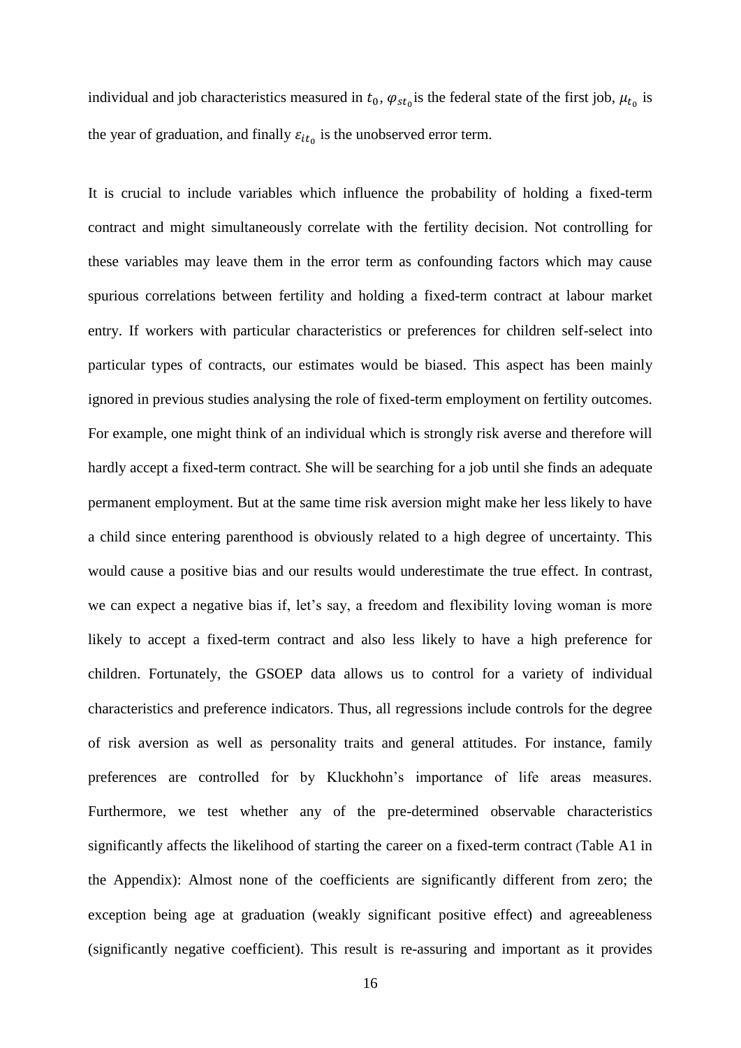individual and job characteristics measured in $t_0$, $\varphi_{st_0}$ is the federal state of the first job, $\mu_{t_0}$ is the year of graduation, and finally $\varepsilon_{it_0}$ is the unobserved error term.

It is crucial to include variables which influence the probability of holding a fixed-term contract and might simultaneously correlate with the fertility decision. Not controlling for these variables may leave them in the error term as confounding factors which may cause spurious correlations between fertility and holding a fixed-term contract at labour market entry. If workers with particular characteristics or preferences for children self-select into particular types of contracts, our estimates would be biased. This aspect has been mainly ignored in previous studies analysing the role of fixed-term employment on fertility outcomes. For example, one might think of an individual which is strongly risk averse and therefore will hardly accept a fixed-term contract. She will be searching for a job until she finds an adequate permanent employment. But at the same time risk aversion might make her less likely to have a child since entering parenthood is obviously related to a high degree of uncertainty. This would cause a positive bias and our results would underestimate the true effect. In contrast, we can expect a negative bias if, let's say, a freedom and flexibility loving woman is more likely to accept a fixed-term contract and also less likely to have a high preference for children. Fortunately, the GSOEP data allows us to control for a variety of individual characteristics and preference indicators. Thus, all regressions include controls for the degree of risk aversion as well as personality traits and general attitudes. For instance, family preferences are controlled for by Kluckhohn's importance of life areas measures. Furthermore, we test whether any of the pre-determined observable characteristics significantly affects the likelihood of starting the career on a fixed-term contract (Table A1 in the Appendix): Almost none of the coefficients are significantly different from zero; the exception being age at graduation (weakly significant positive effect) and agreeableness (significantly negative coefficient). This result is re-assuring and important as it provides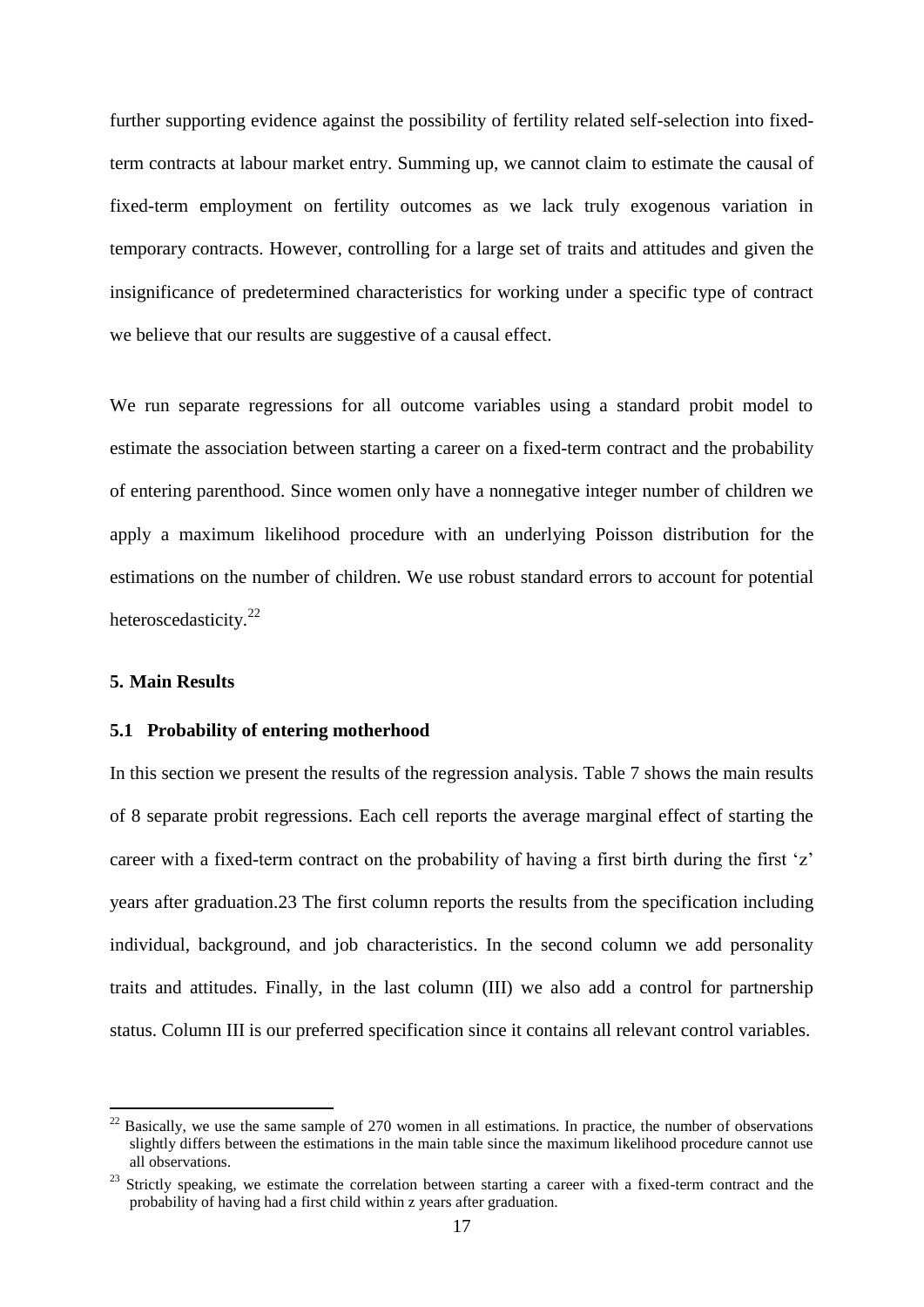further supporting evidence against the possibility of fertility related self-selection into fixed-term contracts at labour market entry. Summing up, we cannot claim to estimate the causal of fixed-term employment on fertility outcomes as we lack truly exogenous variation in temporary contracts. However, controlling for a large set of traits and attitudes and given the insignificance of predetermined characteristics for working under a specific type of contract we believe that our results are suggestive of a causal effect.

We run separate regressions for all outcome variables using a standard probit model to estimate the association between starting a career on a fixed-term contract and the probability of entering parenthood. Since women only have a nonnegative integer number of children we apply a maximum likelihood procedure with an underlying Poisson distribution for the estimations on the number of children. We use robust standard errors to account for potential heteroscedasticity.[22]

## 5. Main Results

### 5.1 Probability of entering motherhood

In this section we present the results of the regression analysis. Table 7 shows the main results of 8 separate probit regressions. Each cell reports the average marginal effect of starting the career with a fixed-term contract on the probability of having a first birth during the first 'z' years after graduation.23 The first column reports the results from the specification including individual, background, and job characteristics. In the second column we add personality traits and attitudes. Finally, in the last column (III) we also add a control for partnership status. Column III is our preferred specification since it contains all relevant control variables.

[22] Basically, we use the same sample of 270 women in all estimations. In practice, the number of observations slightly differs between the estimations in the main table since the maximum likelihood procedure cannot use all observations.

[23] Strictly speaking, we estimate the correlation between starting a career with a fixed-term contract and the probability of having had a first child within z years after graduation.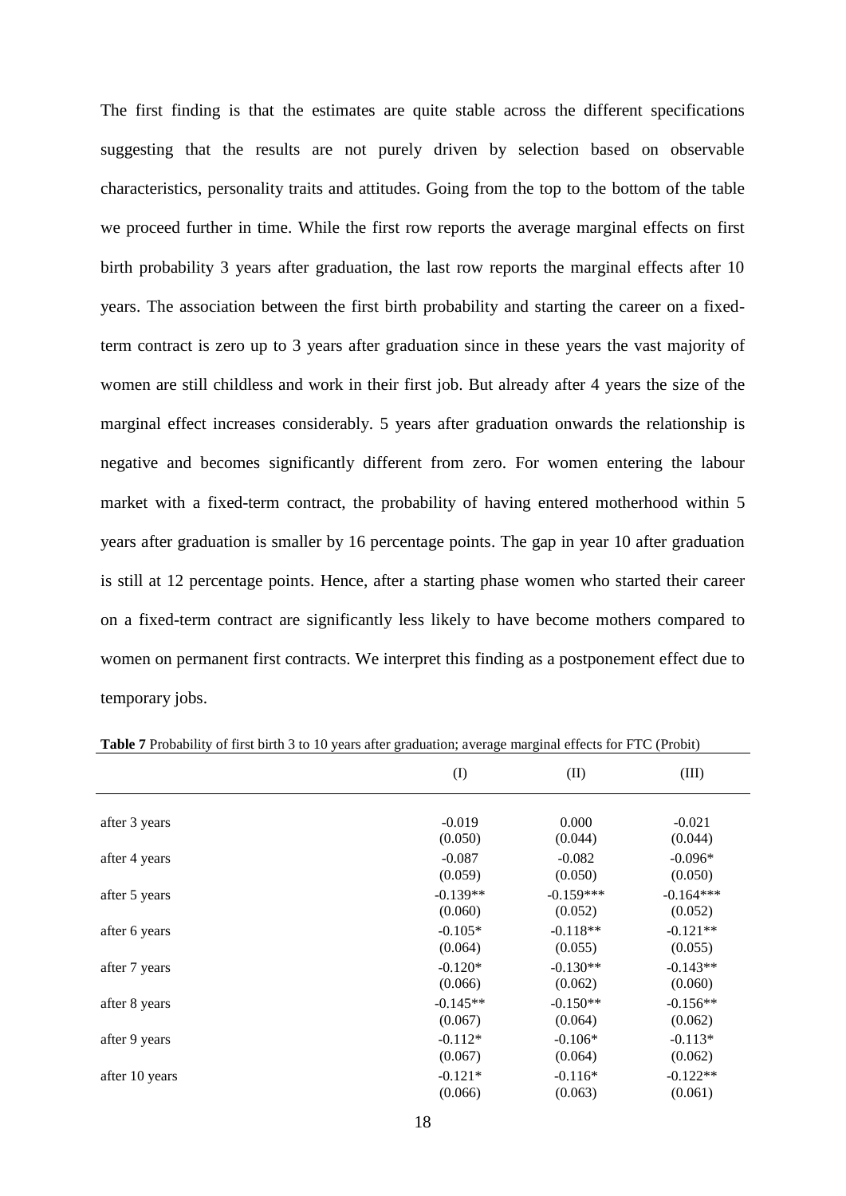The first finding is that the estimates are quite stable across the different specifications suggesting that the results are not purely driven by selection based on observable characteristics, personality traits and attitudes. Going from the top to the bottom of the table we proceed further in time. While the first row reports the average marginal effects on first birth probability 3 years after graduation, the last row reports the marginal effects after 10 years. The association between the first birth probability and starting the career on a fixed-term contract is zero up to 3 years after graduation since in these years the vast majority of women are still childless and work in their first job. But already after 4 years the size of the marginal effect increases considerably. 5 years after graduation onwards the relationship is negative and becomes significantly different from zero. For women entering the labour market with a fixed-term contract, the probability of having entered motherhood within 5 years after graduation is smaller by 16 percentage points. The gap in year 10 after graduation is still at 12 percentage points. Hence, after a starting phase women who started their career on a fixed-term contract are significantly less likely to have become mothers compared to women on permanent first contracts. We interpret this finding as a postponement effect due to temporary jobs.

**Table 7** Probability of first birth 3 to 10 years after graduation; average marginal effects for FTC (Probit)

| | (I) | (II) | (III) |
|---|---|---|---|
| after 3 years | -0.019 | 0.000 | -0.021 |
| | (0.050) | (0.044) | (0.044) |
| after 4 years | -0.087 | -0.082 | -0.096* |
| | (0.059) | (0.050) | (0.050) |
| after 5 years | -0.139** | -0.159*** | -0.164*** |
| | (0.060) | (0.052) | (0.052) |
| after 6 years | -0.105* | -0.118** | -0.121** |
| | (0.064) | (0.055) | (0.055) |
| after 7 years | -0.120* | -0.130** | -0.143** |
| | (0.066) | (0.062) | (0.060) |
| after 8 years | -0.145** | -0.150** | -0.156** |
| | (0.067) | (0.064) | (0.062) |
| after 9 years | -0.112* | -0.106* | -0.113* |
| | (0.067) | (0.064) | (0.062) |
| after 10 years | -0.121* | -0.116* | -0.122** |
| | (0.066) | (0.063) | (0.061) |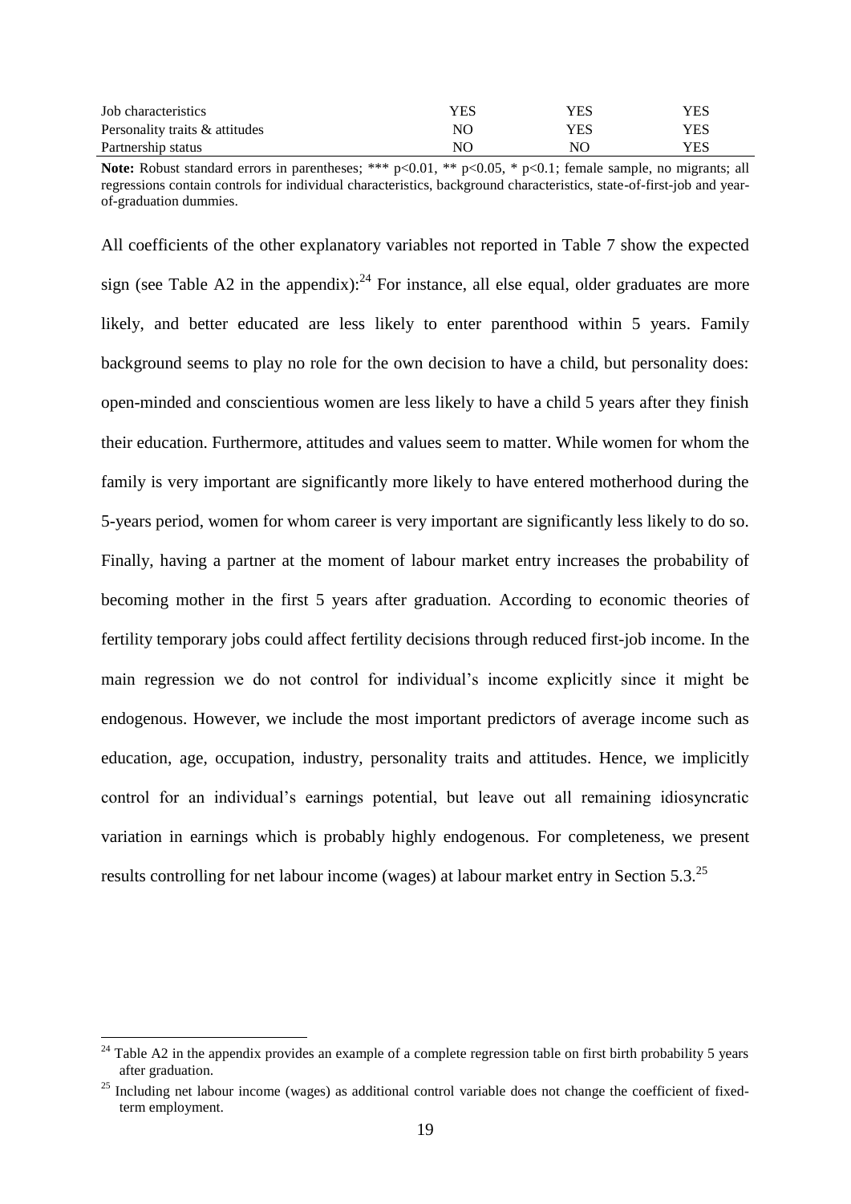| | | | |
|---|---|---|---|
| Job characteristics | YES | YES | YES |
| Personality traits & attitudes | NO | YES | YES |
| Partnership status | NO | NO | YES |

**Note:** Robust standard errors in parentheses; *** p<0.01, ** p<0.05, * p<0.1; female sample, no migrants; all regressions contain controls for individual characteristics, background characteristics, state-of-first-job and year-of-graduation dummies.

All coefficients of the other explanatory variables not reported in Table 7 show the expected sign (see Table A2 in the appendix):[24] For instance, all else equal, older graduates are more likely, and better educated are less likely to enter parenthood within 5 years. Family background seems to play no role for the own decision to have a child, but personality does: open-minded and conscientious women are less likely to have a child 5 years after they finish their education. Furthermore, attitudes and values seem to matter. While women for whom the family is very important are significantly more likely to have entered motherhood during the 5-years period, women for whom career is very important are significantly less likely to do so. Finally, having a partner at the moment of labour market entry increases the probability of becoming mother in the first 5 years after graduation. According to economic theories of fertility temporary jobs could affect fertility decisions through reduced first-job income. In the main regression we do not control for individual's income explicitly since it might be endogenous. However, we include the most important predictors of average income such as education, age, occupation, industry, personality traits and attitudes. Hence, we implicitly control for an individual's earnings potential, but leave out all remaining idiosyncratic variation in earnings which is probably highly endogenous. For completeness, we present results controlling for net labour income (wages) at labour market entry in Section 5.3.[25]

---

[24] Table A2 in the appendix provides an example of a complete regression table on first birth probability 5 years after graduation.

[25] Including net labour income (wages) as additional control variable does not change the coefficient of fixed-term employment.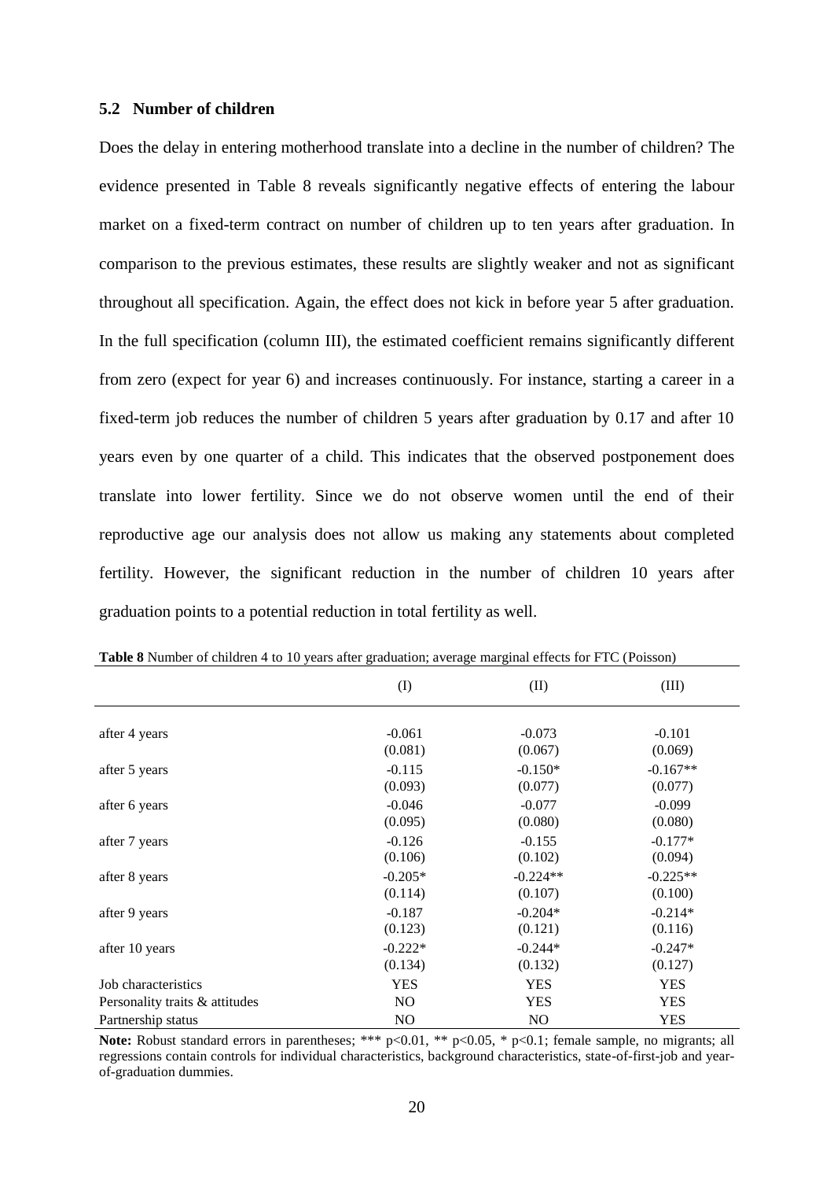### 5.2 Number of children

Does the delay in entering motherhood translate into a decline in the number of children? The evidence presented in Table 8 reveals significantly negative effects of entering the labour market on a fixed-term contract on number of children up to ten years after graduation. In comparison to the previous estimates, these results are slightly weaker and not as significant throughout all specification. Again, the effect does not kick in before year 5 after graduation. In the full specification (column III), the estimated coefficient remains significantly different from zero (expect for year 6) and increases continuously. For instance, starting a career in a fixed-term job reduces the number of children 5 years after graduation by 0.17 and after 10 years even by one quarter of a child. This indicates that the observed postponement does translate into lower fertility. Since we do not observe women until the end of their reproductive age our analysis does not allow us making any statements about completed fertility. However, the significant reduction in the number of children 10 years after graduation points to a potential reduction in total fertility as well.

**Table 8** Number of children 4 to 10 years after graduation; average marginal effects for FTC (Poisson)

| | (I) | (II) | (III) |
|---|---|---|---|
| after 4 years | -0.061 | -0.073 | -0.101 |
| | (0.081) | (0.067) | (0.069) |
| after 5 years | -0.115 | -0.150* | -0.167** |
| | (0.093) | (0.077) | (0.077) |
| after 6 years | -0.046 | -0.077 | -0.099 |
| | (0.095) | (0.080) | (0.080) |
| after 7 years | -0.126 | -0.155 | -0.177* |
| | (0.106) | (0.102) | (0.094) |
| after 8 years | -0.205* | -0.224** | -0.225** |
| | (0.114) | (0.107) | (0.100) |
| after 9 years | -0.187 | -0.204* | -0.214* |
| | (0.123) | (0.121) | (0.116) |
| after 10 years | -0.222* | -0.244* | -0.247* |
| | (0.134) | (0.132) | (0.127) |
| Job characteristics | YES | YES | YES |
| Personality traits & attitudes | NO | YES | YES |
| Partnership status | NO | NO | YES |

**Note:** Robust standard errors in parentheses; *** p<0.01, ** p<0.05, * p<0.1; female sample, no migrants; all regressions contain controls for individual characteristics, background characteristics, state-of-first-job and year-of-graduation dummies.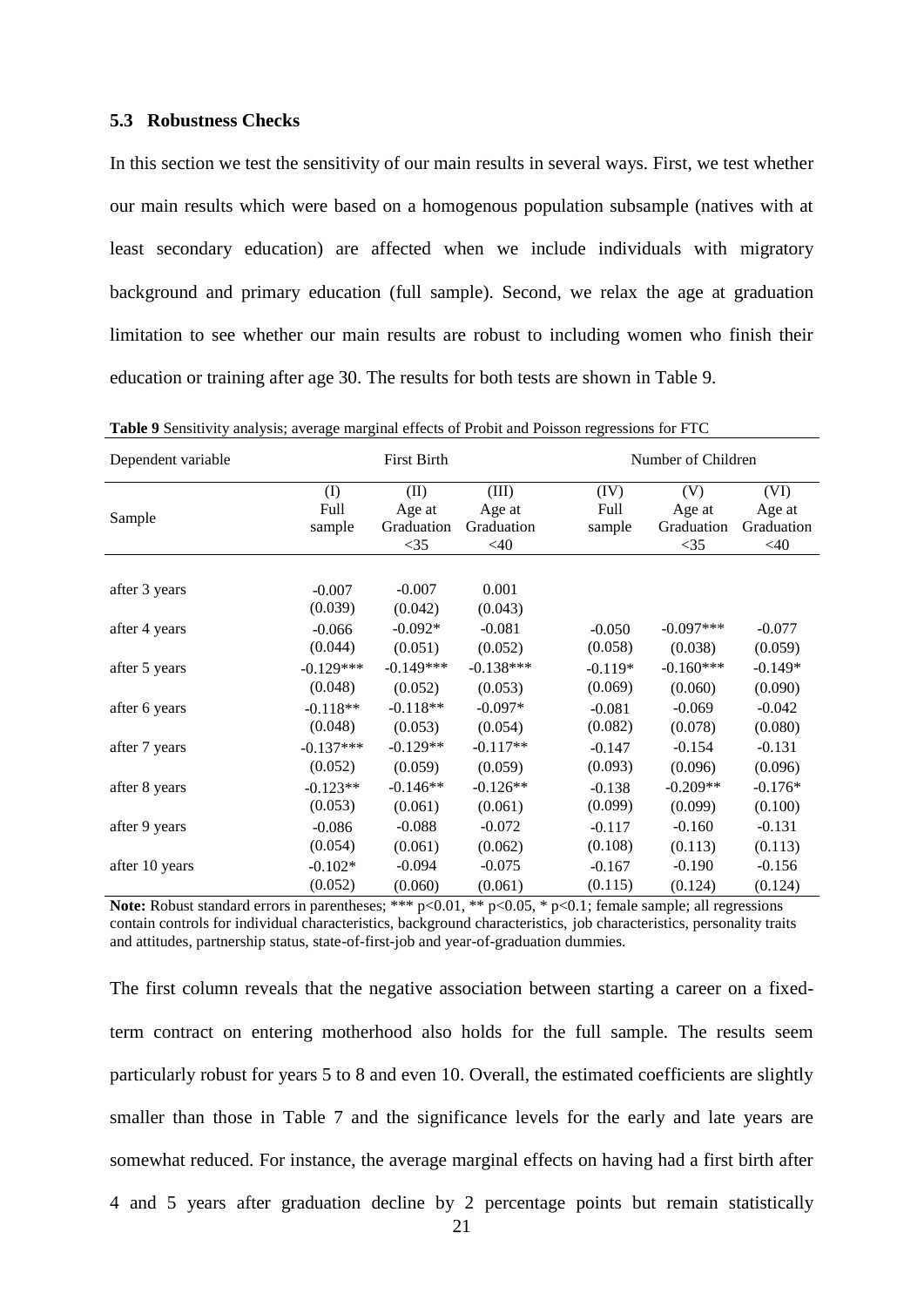### 5.3 Robustness Checks

In this section we test the sensitivity of our main results in several ways. First, we test whether our main results which were based on a homogenous population subsample (natives with at least secondary education) are affected when we include individuals with migratory background and primary education (full sample). Second, we relax the age at graduation limitation to see whether our main results are robust to including women who finish their education or training after age 30. The results for both tests are shown in Table 9.

**Table 9** Sensitivity analysis; average marginal effects of Probit and Poisson regressions for FTC

| Dependent variable | First Birth | | | Number of Children | | |
|---|---|---|---|---|---|---|
| Sample | (I) Full sample | (II) Age at Graduation <35 | (III) Age at Graduation <40 | (IV) Full sample | (V) Age at Graduation <35 | (VI) Age at Graduation <40 |
| after 3 years | -0.007 | -0.007 | 0.001 | | | |
| | (0.039) | (0.042) | (0.043) | | | |
| after 4 years | -0.066 | -0.092* | -0.081 | -0.050 | -0.097*** | -0.077 |
| | (0.044) | (0.051) | (0.052) | (0.058) | (0.038) | (0.059) |
| after 5 years | -0.129*** | -0.149*** | -0.138*** | -0.119* | -0.160*** | -0.149* |
| | (0.048) | (0.052) | (0.053) | (0.069) | (0.060) | (0.090) |
| after 6 years | -0.118** | -0.118** | -0.097* | -0.081 | -0.069 | -0.042 |
| | (0.048) | (0.053) | (0.054) | (0.082) | (0.078) | (0.080) |
| after 7 years | -0.137*** | -0.129** | -0.117** | -0.147 | -0.154 | -0.131 |
| | (0.052) | (0.059) | (0.059) | (0.093) | (0.096) | (0.096) |
| after 8 years | -0.123** | -0.146** | -0.126** | -0.138 | -0.209** | -0.176* |
| | (0.053) | (0.061) | (0.061) | (0.099) | (0.099) | (0.100) |
| after 9 years | -0.086 | -0.088 | -0.072 | -0.117 | -0.160 | -0.131 |
| | (0.054) | (0.061) | (0.062) | (0.108) | (0.113) | (0.113) |
| after 10 years | -0.102* | -0.094 | -0.075 | -0.167 | -0.190 | -0.156 |
| | (0.052) | (0.060) | (0.061) | (0.115) | (0.124) | (0.124) |

**Note:** Robust standard errors in parentheses; *** p<0.01, ** p<0.05, * p<0.1; female sample; all regressions contain controls for individual characteristics, background characteristics, job characteristics, personality traits and attitudes, partnership status, state-of-first-job and year-of-graduation dummies.

The first column reveals that the negative association between starting a career on a fixed-term contract on entering motherhood also holds for the full sample. The results seem particularly robust for years 5 to 8 and even 10. Overall, the estimated coefficients are slightly smaller than those in Table 7 and the significance levels for the early and late years are somewhat reduced. For instance, the average marginal effects on having had a first birth after 4 and 5 years after graduation decline by 2 percentage points but remain statistically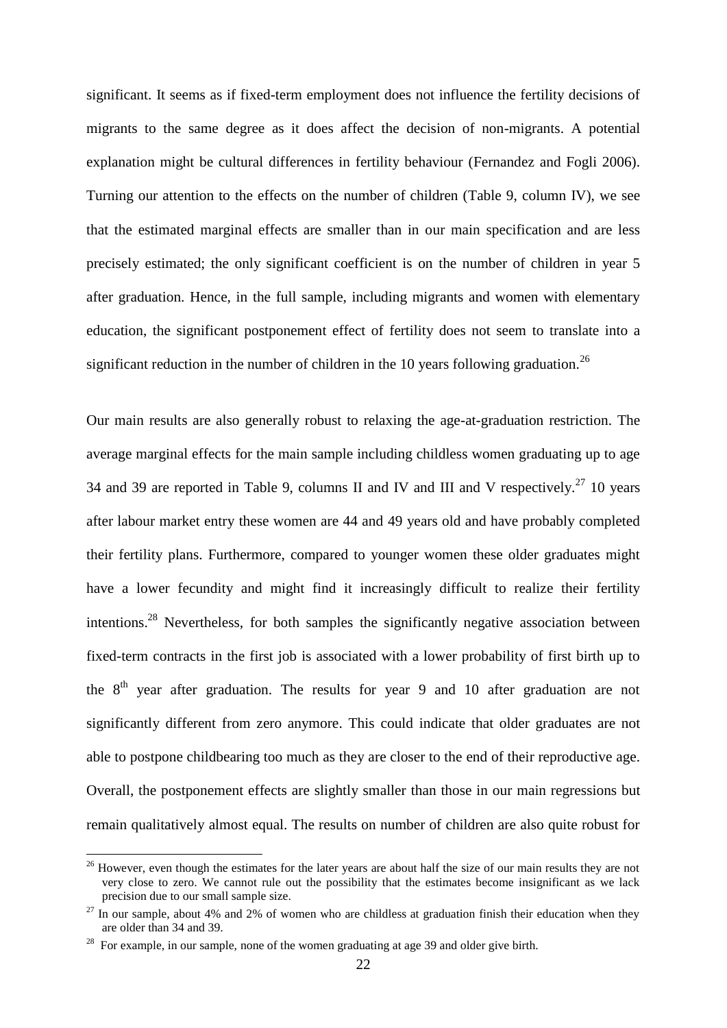significant. It seems as if fixed-term employment does not influence the fertility decisions of migrants to the same degree as it does affect the decision of non-migrants. A potential explanation might be cultural differences in fertility behaviour (Fernandez and Fogli 2006). Turning our attention to the effects on the number of children (Table 9, column IV), we see that the estimated marginal effects are smaller than in our main specification and are less precisely estimated; the only significant coefficient is on the number of children in year 5 after graduation. Hence, in the full sample, including migrants and women with elementary education, the significant postponement effect of fertility does not seem to translate into a significant reduction in the number of children in the 10 years following graduation.[26]

Our main results are also generally robust to relaxing the age-at-graduation restriction. The average marginal effects for the main sample including childless women graduating up to age 34 and 39 are reported in Table 9, columns II and IV and III and V respectively.[27] 10 years after labour market entry these women are 44 and 49 years old and have probably completed their fertility plans. Furthermore, compared to younger women these older graduates might have a lower fecundity and might find it increasingly difficult to realize their fertility intentions.[28] Nevertheless, for both samples the significantly negative association between fixed-term contracts in the first job is associated with a lower probability of first birth up to the 8th year after graduation. The results for year 9 and 10 after graduation are not significantly different from zero anymore. This could indicate that older graduates are not able to postpone childbearing too much as they are closer to the end of their reproductive age. Overall, the postponement effects are slightly smaller than those in our main regressions but remain qualitatively almost equal. The results on number of children are also quite robust for

[26] However, even though the estimates for the later years are about half the size of our main results they are not very close to zero. We cannot rule out the possibility that the estimates become insignificant as we lack precision due to our small sample size.

[27] In our sample, about 4% and 2% of women who are childless at graduation finish their education when they are older than 34 and 39.

[28] For example, in our sample, none of the women graduating at age 39 and older give birth.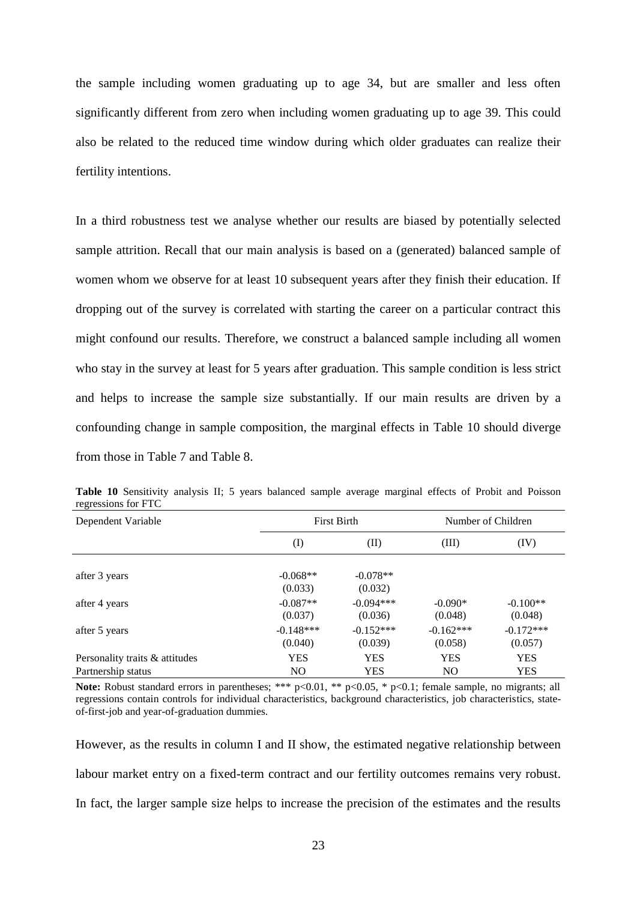the sample including women graduating up to age 34, but are smaller and less often significantly different from zero when including women graduating up to age 39. This could also be related to the reduced time window during which older graduates can realize their fertility intentions.

In a third robustness test we analyse whether our results are biased by potentially selected sample attrition. Recall that our main analysis is based on a (generated) balanced sample of women whom we observe for at least 10 subsequent years after they finish their education. If dropping out of the survey is correlated with starting the career on a particular contract this might confound our results. Therefore, we construct a balanced sample including all women who stay in the survey at least for 5 years after graduation. This sample condition is less strict and helps to increase the sample size substantially. If our main results are driven by a confounding change in sample composition, the marginal effects in Table 10 should diverge from those in Table 7 and Table 8.

**Table 10** Sensitivity analysis II; 5 years balanced sample average marginal effects of Probit and Poisson regressions for FTC

| Dependent Variable | First Birth | | Number of Children | |
|---|---|---|---|---|
| | (I) | (II) | (III) | (IV) |
| after 3 years | -0.068** | -0.078** | | |
| | (0.033) | (0.032) | | |
| after 4 years | -0.087** | -0.094*** | -0.090* | -0.100** |
| | (0.037) | (0.036) | (0.048) | (0.048) |
| after 5 years | -0.148*** | -0.152*** | -0.162*** | -0.172*** |
| | (0.040) | (0.039) | (0.058) | (0.057) |
| Personality traits & attitudes | YES | YES | YES | YES |
| Partnership status | NO | YES | NO | YES |

**Note:** Robust standard errors in parentheses; *** $p<0.01$, ** $p<0.05$, * $p<0.1$; female sample, no migrants; all regressions contain controls for individual characteristics, background characteristics, job characteristics, state-of-first-job and year-of-graduation dummies.

However, as the results in column I and II show, the estimated negative relationship between labour market entry on a fixed-term contract and our fertility outcomes remains very robust. In fact, the larger sample size helps to increase the precision of the estimates and the results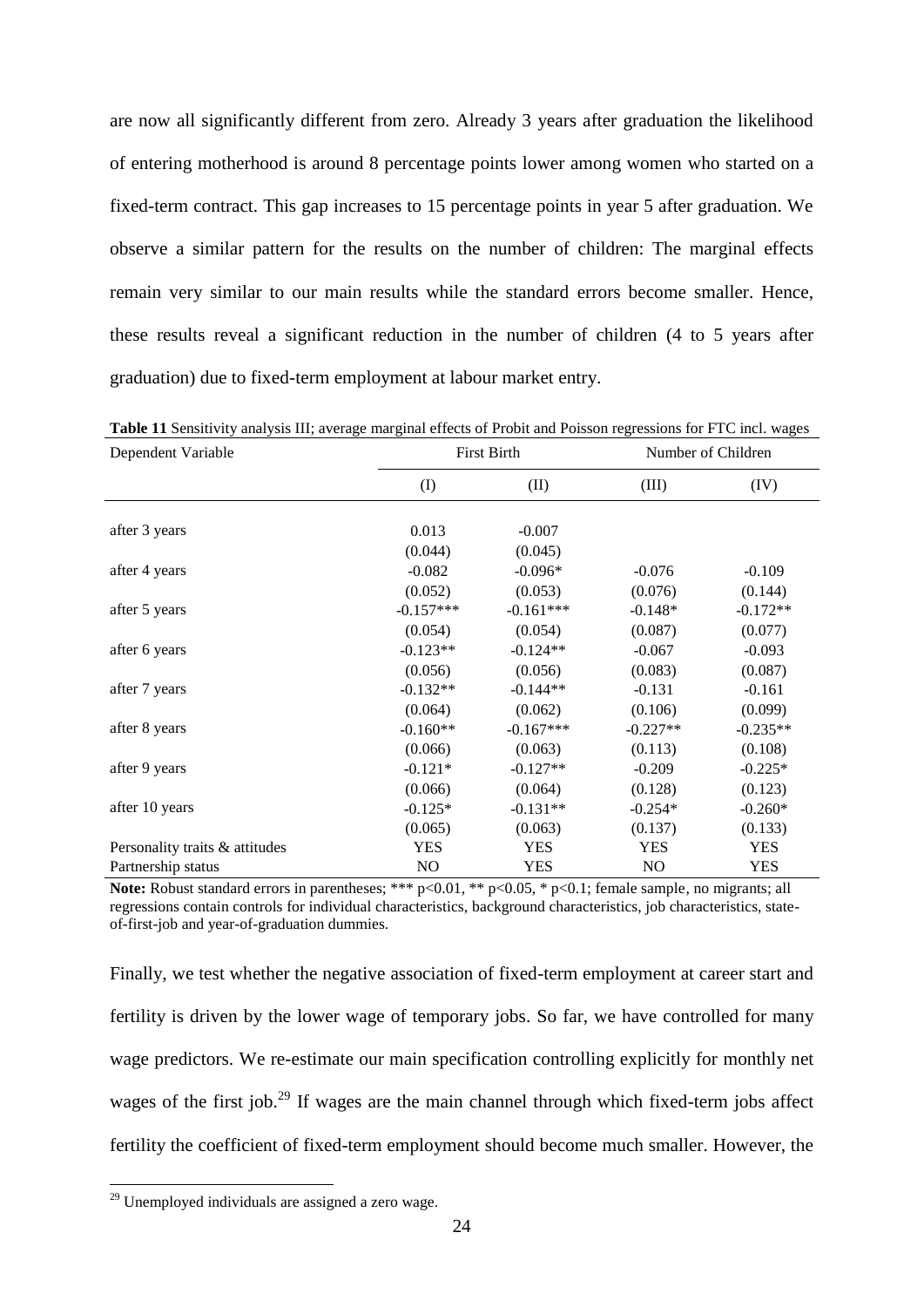are now all significantly different from zero. Already 3 years after graduation the likelihood of entering motherhood is around 8 percentage points lower among women who started on a fixed-term contract. This gap increases to 15 percentage points in year 5 after graduation. We observe a similar pattern for the results on the number of children: The marginal effects remain very similar to our main results while the standard errors become smaller. Hence, these results reveal a significant reduction in the number of children (4 to 5 years after graduation) due to fixed-term employment at labour market entry.

**Table 11** Sensitivity analysis III; average marginal effects of Probit and Poisson regressions for FTC incl. wages

| Dependent Variable | First Birth | | Number of Children | |
|---|---|---|---|---|
| | (I) | (II) | (III) | (IV) |
| after 3 years | 0.013 | -0.007 | | |
| | (0.044) | (0.045) | | |
| after 4 years | -0.082 | -0.096* | -0.076 | -0.109 |
| | (0.052) | (0.053) | (0.076) | (0.144) |
| after 5 years | -0.157*** | -0.161*** | -0.148* | -0.172** |
| | (0.054) | (0.054) | (0.087) | (0.077) |
| after 6 years | -0.123** | -0.124** | -0.067 | -0.093 |
| | (0.056) | (0.056) | (0.083) | (0.087) |
| after 7 years | -0.132** | -0.144** | -0.131 | -0.161 |
| | (0.064) | (0.062) | (0.106) | (0.099) |
| after 8 years | -0.160** | -0.167*** | -0.227** | -0.235** |
| | (0.066) | (0.063) | (0.113) | (0.108) |
| after 9 years | -0.121* | -0.127** | -0.209 | -0.225* |
| | (0.066) | (0.064) | (0.128) | (0.123) |
| after 10 years | -0.125* | -0.131** | -0.254* | -0.260* |
| | (0.065) | (0.063) | (0.137) | (0.133) |
| Personality traits & attitudes | YES | YES | YES | YES |
| Partnership status | NO | YES | NO | YES |

**Note:** Robust standard errors in parentheses; *** p<0.01, ** p<0.05, * p<0.1; female sample, no migrants; all regressions contain controls for individual characteristics, background characteristics, job characteristics, state-of-first-job and year-of-graduation dummies.

Finally, we test whether the negative association of fixed-term employment at career start and fertility is driven by the lower wage of temporary jobs. So far, we have controlled for many wage predictors. We re-estimate our main specification controlling explicitly for monthly net wages of the first job.[29] If wages are the main channel through which fixed-term jobs affect fertility the coefficient of fixed-term employment should become much smaller. However, the

[29] Unemployed individuals are assigned a zero wage.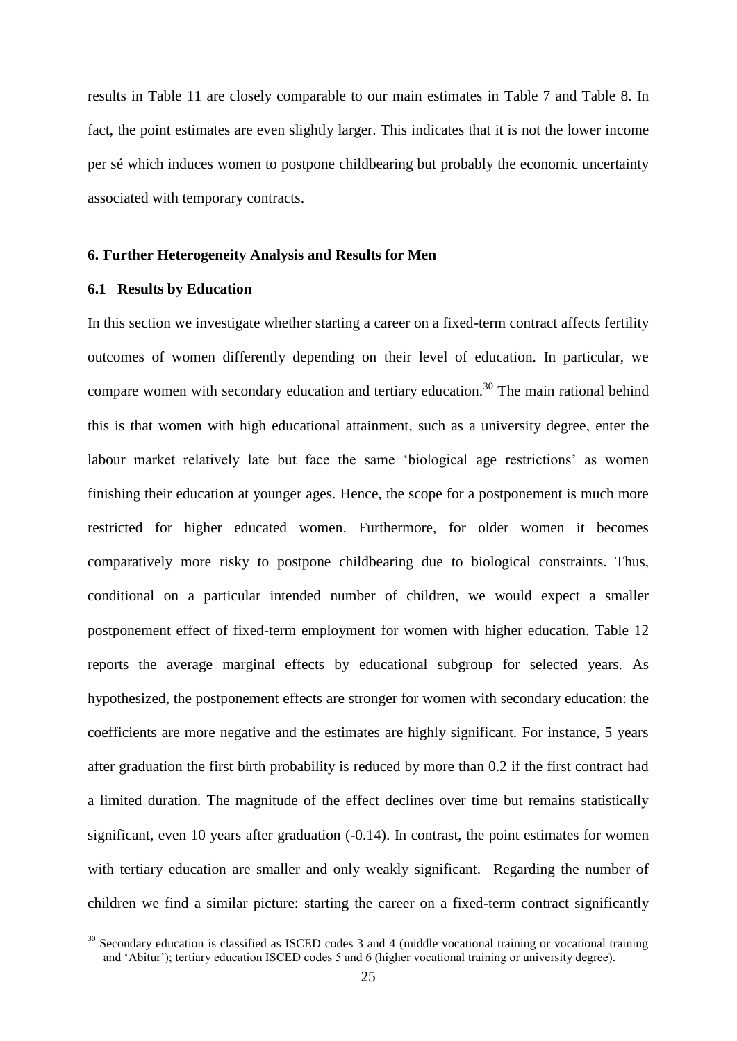results in Table 11 are closely comparable to our main estimates in Table 7 and Table 8. In fact, the point estimates are even slightly larger. This indicates that it is not the lower income per sé which induces women to postpone childbearing but probably the economic uncertainty associated with temporary contracts.

## 6. Further Heterogeneity Analysis and Results for Men

### 6.1 Results by Education

In this section we investigate whether starting a career on a fixed-term contract affects fertility outcomes of women differently depending on their level of education. In particular, we compare women with secondary education and tertiary education.[30] The main rational behind this is that women with high educational attainment, such as a university degree, enter the labour market relatively late but face the same 'biological age restrictions' as women finishing their education at younger ages. Hence, the scope for a postponement is much more restricted for higher educated women. Furthermore, for older women it becomes comparatively more risky to postpone childbearing due to biological constraints. Thus, conditional on a particular intended number of children, we would expect a smaller postponement effect of fixed-term employment for women with higher education. Table 12 reports the average marginal effects by educational subgroup for selected years. As hypothesized, the postponement effects are stronger for women with secondary education: the coefficients are more negative and the estimates are highly significant. For instance, 5 years after graduation the first birth probability is reduced by more than 0.2 if the first contract had a limited duration. The magnitude of the effect declines over time but remains statistically significant, even 10 years after graduation (-0.14). In contrast, the point estimates for women with tertiary education are smaller and only weakly significant. Regarding the number of children we find a similar picture: starting the career on a fixed-term contract significantly

[30] Secondary education is classified as ISCED codes 3 and 4 (middle vocational training or vocational training and 'Abitur'); tertiary education ISCED codes 5 and 6 (higher vocational training or university degree).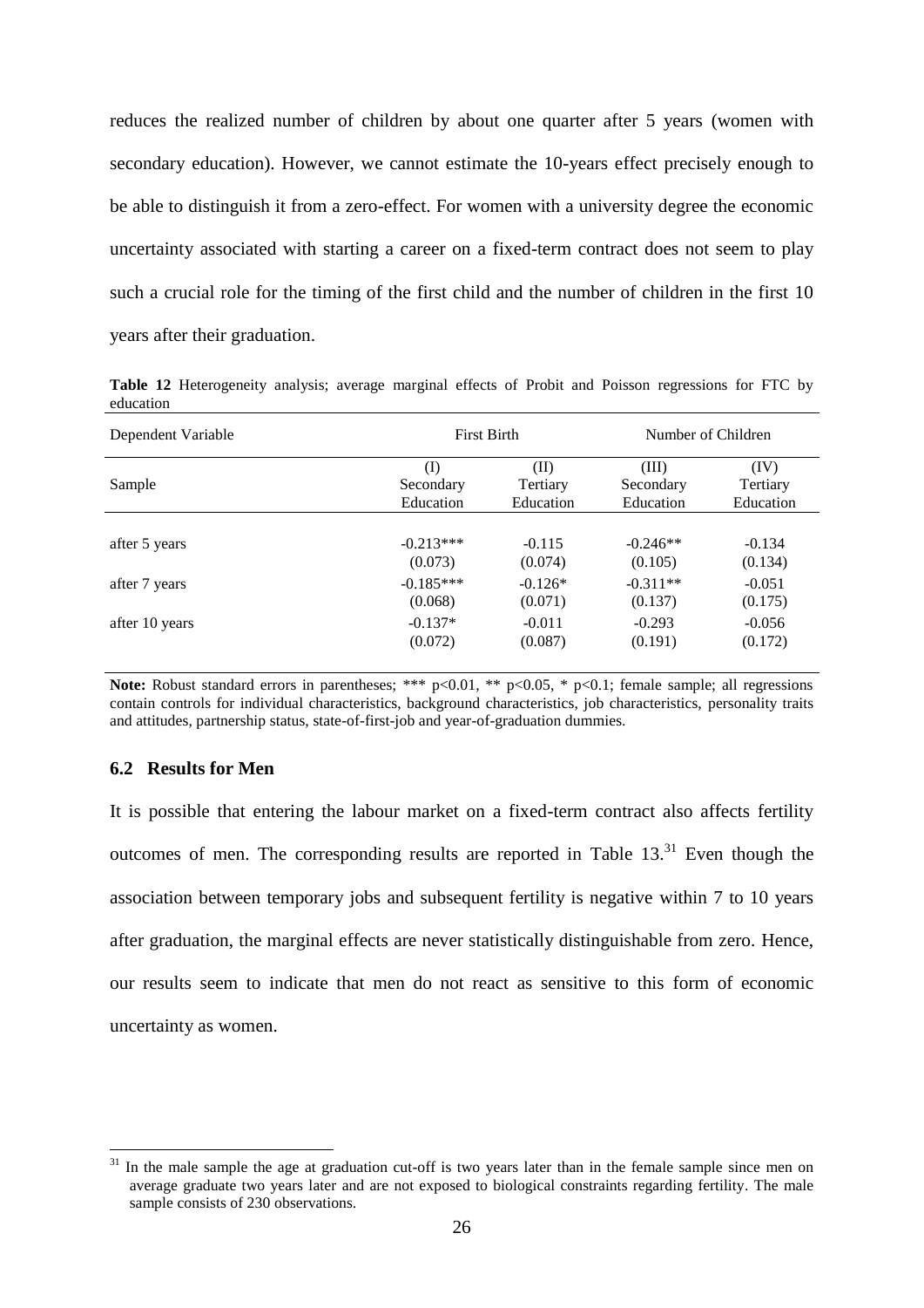reduces the realized number of children by about one quarter after 5 years (women with secondary education). However, we cannot estimate the 10-years effect precisely enough to be able to distinguish it from a zero-effect. For women with a university degree the economic uncertainty associated with starting a career on a fixed-term contract does not seem to play such a crucial role for the timing of the first child and the number of children in the first 10 years after their graduation.

**Table 12** Heterogeneity analysis; average marginal effects of Probit and Poisson regressions for FTC by education

| Dependent Variable | First Birth | | Number of Children | |
|---|---|---|---|---|
| Sample | (I) Secondary Education | (II) Tertiary Education | (III) Secondary Education | (IV) Tertiary Education |
| after 5 years | -0.213*** | -0.115 | -0.246** | -0.134 |
| | (0.073) | (0.074) | (0.105) | (0.134) |
| after 7 years | -0.185*** | -0.126* | -0.311** | -0.051 |
| | (0.068) | (0.071) | (0.137) | (0.175) |
| after 10 years | -0.137* | -0.011 | -0.293 | -0.056 |
| | (0.072) | (0.087) | (0.191) | (0.172) |

**Note:** Robust standard errors in parentheses; *** p<0.01, ** p<0.05, * p<0.1; female sample; all regressions contain controls for individual characteristics, background characteristics, job characteristics, personality traits and attitudes, partnership status, state-of-first-job and year-of-graduation dummies.

### 6.2 Results for Men

It is possible that entering the labour market on a fixed-term contract also affects fertility outcomes of men. The corresponding results are reported in Table 13.[31] Even though the association between temporary jobs and subsequent fertility is negative within 7 to 10 years after graduation, the marginal effects are never statistically distinguishable from zero. Hence, our results seem to indicate that men do not react as sensitive to this form of economic uncertainty as women.

[31] In the male sample the age at graduation cut-off is two years later than in the female sample since men on average graduate two years later and are not exposed to biological constraints regarding fertility. The male sample consists of 230 observations.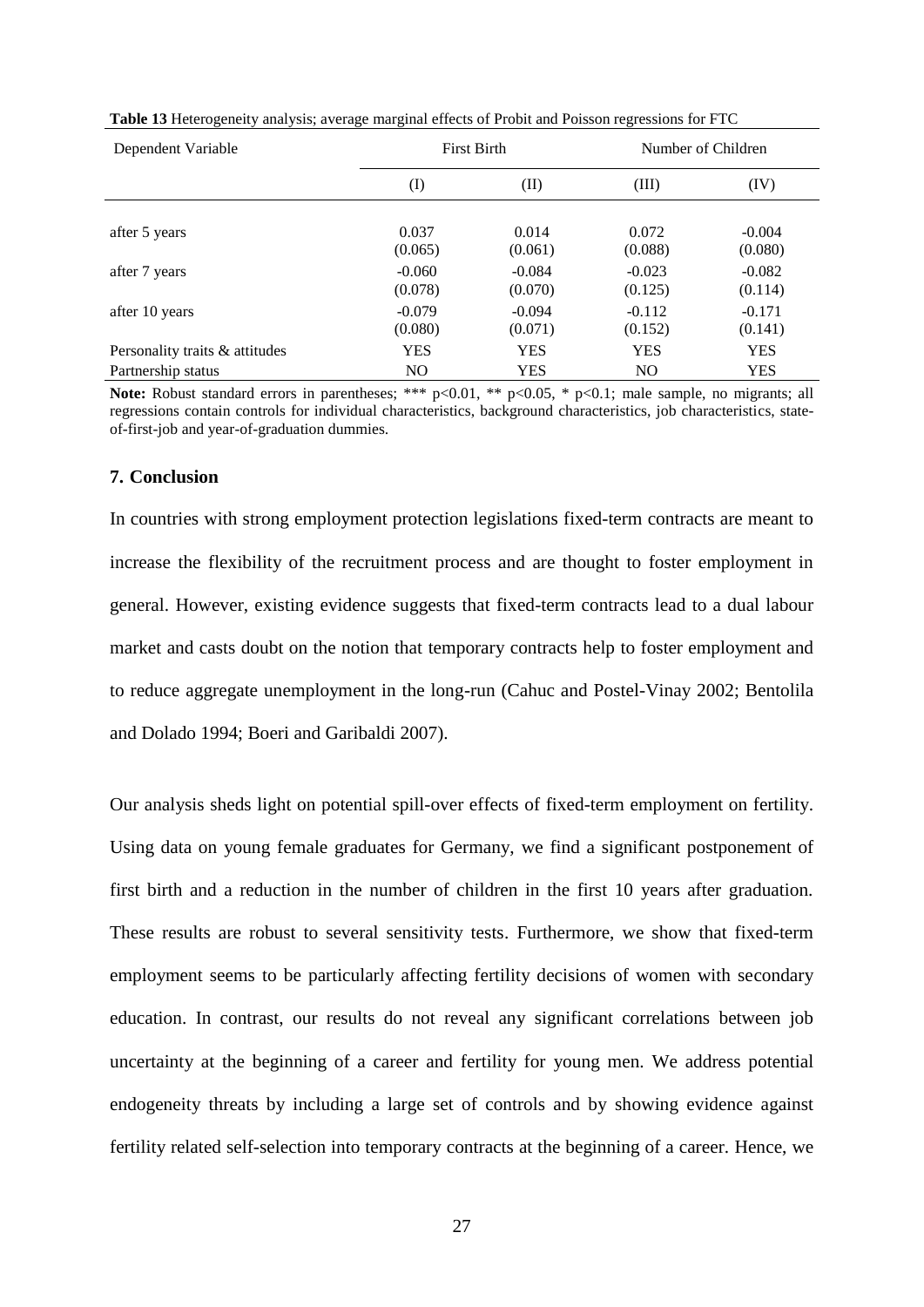**Table 13** Heterogeneity analysis; average marginal effects of Probit and Poisson regressions for FTC

| Dependent Variable | First Birth | | Number of Children | |
|---|---|---|---|---|
| | (I) | (II) | (III) | (IV) |
| after 5 years | 0.037 | 0.014 | 0.072 | -0.004 |
| | (0.065) | (0.061) | (0.088) | (0.080) |
| after 7 years | -0.060 | -0.084 | -0.023 | -0.082 |
| | (0.078) | (0.070) | (0.125) | (0.114) |
| after 10 years | -0.079 | -0.094 | -0.112 | -0.171 |
| | (0.080) | (0.071) | (0.152) | (0.141) |
| Personality traits & attitudes | YES | YES | YES | YES |
| Partnership status | NO | YES | NO | YES |

**Note:** Robust standard errors in parentheses; *** p<0.01, ** p<0.05, * p<0.1; male sample, no migrants; all regressions contain controls for individual characteristics, background characteristics, job characteristics, state-of-first-job and year-of-graduation dummies.

## 7. Conclusion

In countries with strong employment protection legislations fixed-term contracts are meant to increase the flexibility of the recruitment process and are thought to foster employment in general. However, existing evidence suggests that fixed-term contracts lead to a dual labour market and casts doubt on the notion that temporary contracts help to foster employment and to reduce aggregate unemployment in the long-run (Cahuc and Postel-Vinay 2002; Bentolila and Dolado 1994; Boeri and Garibaldi 2007).

Our analysis sheds light on potential spill-over effects of fixed-term employment on fertility. Using data on young female graduates for Germany, we find a significant postponement of first birth and a reduction in the number of children in the first 10 years after graduation. These results are robust to several sensitivity tests. Furthermore, we show that fixed-term employment seems to be particularly affecting fertility decisions of women with secondary education. In contrast, our results do not reveal any significant correlations between job uncertainty at the beginning of a career and fertility for young men. We address potential endogeneity threats by including a large set of controls and by showing evidence against fertility related self-selection into temporary contracts at the beginning of a career. Hence, we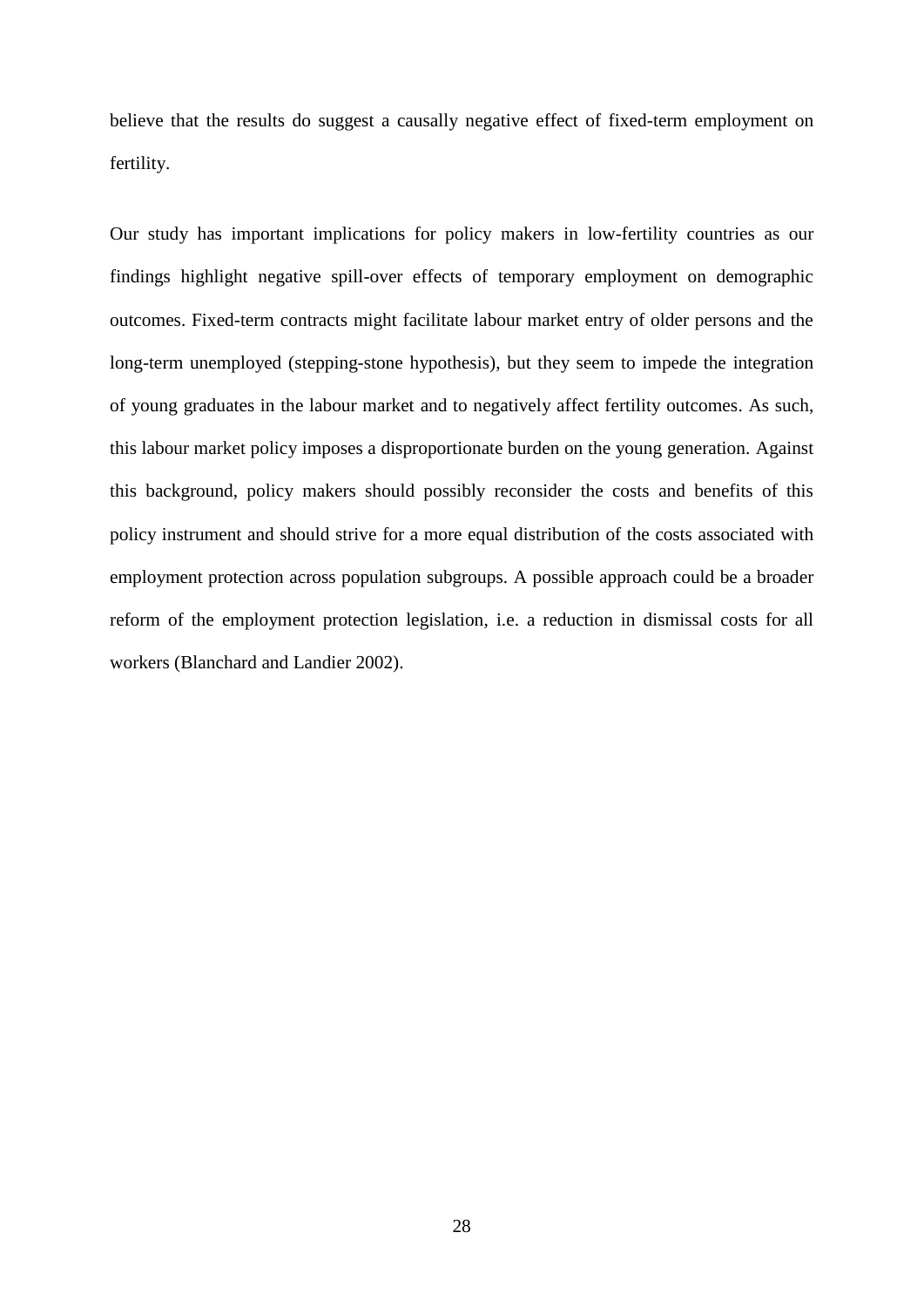believe that the results do suggest a causally negative effect of fixed-term employment on fertility.

Our study has important implications for policy makers in low-fertility countries as our findings highlight negative spill-over effects of temporary employment on demographic outcomes. Fixed-term contracts might facilitate labour market entry of older persons and the long-term unemployed (stepping-stone hypothesis), but they seem to impede the integration of young graduates in the labour market and to negatively affect fertility outcomes. As such, this labour market policy imposes a disproportionate burden on the young generation. Against this background, policy makers should possibly reconsider the costs and benefits of this policy instrument and should strive for a more equal distribution of the costs associated with employment protection across population subgroups. A possible approach could be a broader reform of the employment protection legislation, i.e. a reduction in dismissal costs for all workers (Blanchard and Landier 2002).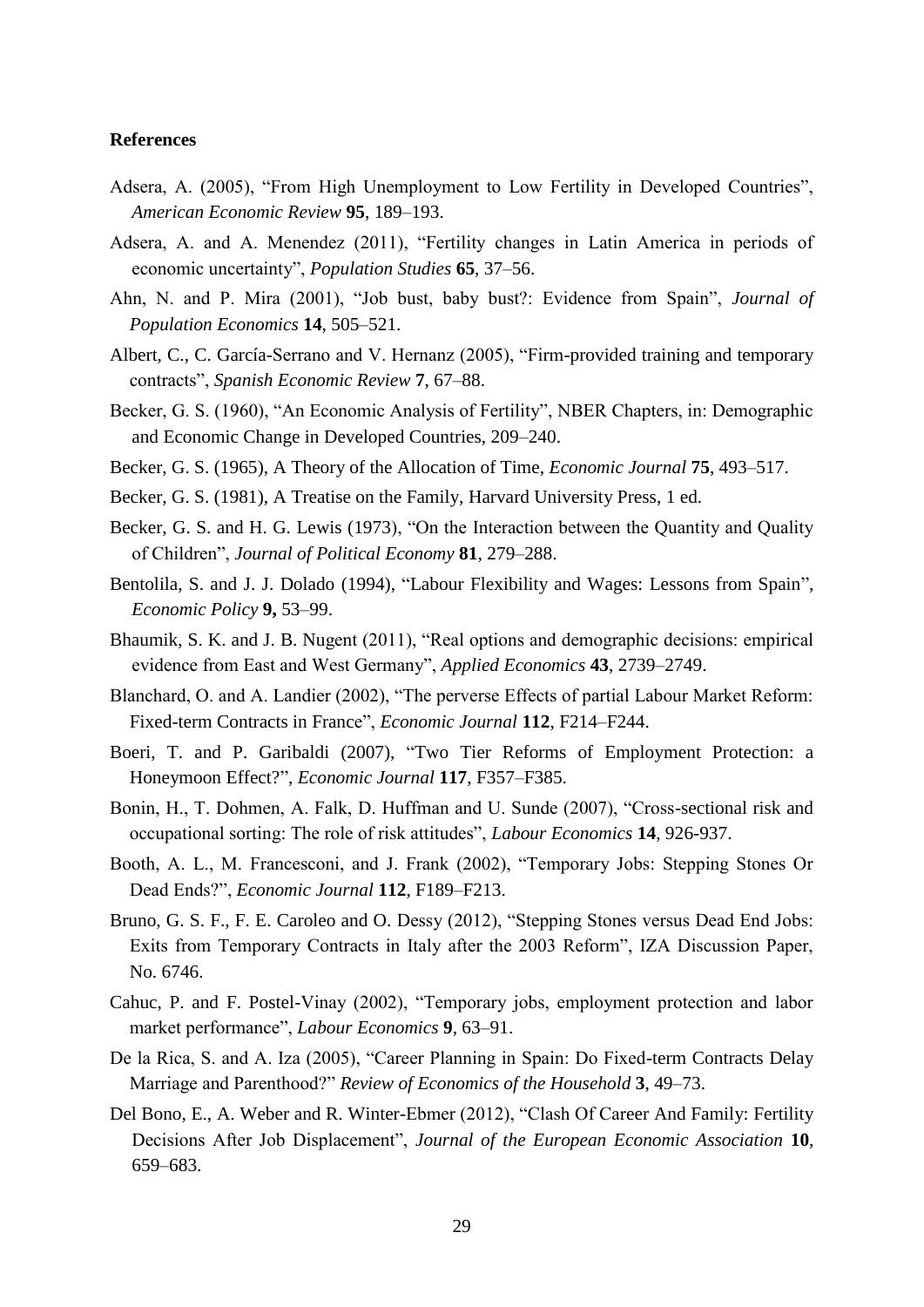**References**

Adsera, A. (2005), "From High Unemployment to Low Fertility in Developed Countries", *American Economic Review* **95**, 189–193.

Adsera, A. and A. Menendez (2011), "Fertility changes in Latin America in periods of economic uncertainty", *Population Studies* **65**, 37–56.

Ahn, N. and P. Mira (2001), "Job bust, baby bust?: Evidence from Spain", *Journal of Population Economics* **14**, 505–521.

Albert, C., C. García-Serrano and V. Hernanz (2005), "Firm-provided training and temporary contracts", *Spanish Economic Review* **7**, 67–88.

Becker, G. S. (1960), "An Economic Analysis of Fertility", NBER Chapters, in: Demographic and Economic Change in Developed Countries, 209–240.

Becker, G. S. (1965), A Theory of the Allocation of Time, *Economic Journal* **75**, 493–517.

Becker, G. S. (1981), A Treatise on the Family, Harvard University Press, 1 ed.

Becker, G. S. and H. G. Lewis (1973), "On the Interaction between the Quantity and Quality of Children", *Journal of Political Economy* **81**, 279–288.

Bentolila, S. and J. J. Dolado (1994), "Labour Flexibility and Wages: Lessons from Spain", *Economic Policy* **9,** 53–99.

Bhaumik, S. K. and J. B. Nugent (2011), "Real options and demographic decisions: empirical evidence from East and West Germany", *Applied Economics* **43**, 2739–2749.

Blanchard, O. and A. Landier (2002), "The perverse Effects of partial Labour Market Reform: Fixed-term Contracts in France", *Economic Journal* **112**, F214–F244.

Boeri, T. and P. Garibaldi (2007), "Two Tier Reforms of Employment Protection: a Honeymoon Effect?", *Economic Journal* **117**, F357–F385.

Bonin, H., T. Dohmen, A. Falk, D. Huffman and U. Sunde (2007), "Cross-sectional risk and occupational sorting: The role of risk attitudes", *Labour Economics* **14**, 926-937.

Booth, A. L., M. Francesconi, and J. Frank (2002), "Temporary Jobs: Stepping Stones Or Dead Ends?", *Economic Journal* **112**, F189–F213.

Bruno, G. S. F., F. E. Caroleo and O. Dessy (2012), "Stepping Stones versus Dead End Jobs: Exits from Temporary Contracts in Italy after the 2003 Reform", IZA Discussion Paper, No. 6746.

Cahuc, P. and F. Postel-Vinay (2002), "Temporary jobs, employment protection and labor market performance", *Labour Economics* **9**, 63–91.

De la Rica, S. and A. Iza (2005), "Career Planning in Spain: Do Fixed-term Contracts Delay Marriage and Parenthood?" *Review of Economics of the Household* **3**, 49–73.

Del Bono, E., A. Weber and R. Winter-Ebmer (2012), "Clash Of Career And Family: Fertility Decisions After Job Displacement", *Journal of the European Economic Association* **10**, 659–683.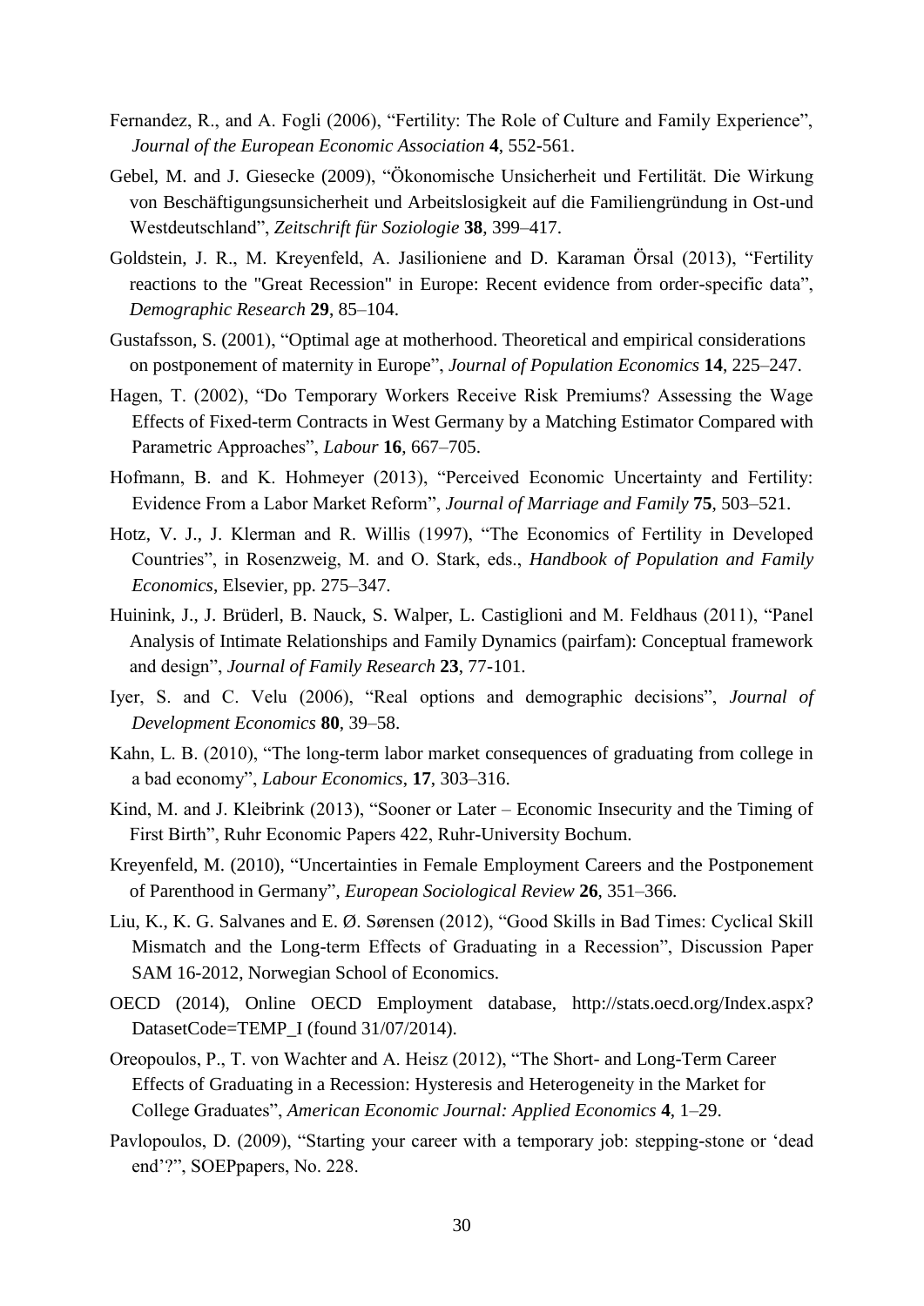Fernandez, R., and A. Fogli (2006), "Fertility: The Role of Culture and Family Experience", *Journal of the European Economic Association* **4**, 552-561.

Gebel, M. and J. Giesecke (2009), "Ökonomische Unsicherheit und Fertilität. Die Wirkung von Beschäftigungsunsicherheit und Arbeitslosigkeit auf die Familiengründung in Ost-und Westdeutschland", *Zeitschrift für Soziologie* **38**, 399–417.

Goldstein, J. R., M. Kreyenfeld, A. Jasilioniene and D. Karaman Örsal (2013), "Fertility reactions to the "Great Recession" in Europe: Recent evidence from order-specific data", *Demographic Research* **29**, 85–104.

Gustafsson, S. (2001), "Optimal age at motherhood. Theoretical and empirical considerations on postponement of maternity in Europe", *Journal of Population Economics* **14**, 225–247.

Hagen, T. (2002), "Do Temporary Workers Receive Risk Premiums? Assessing the Wage Effects of Fixed-term Contracts in West Germany by a Matching Estimator Compared with Parametric Approaches", *Labour* **16**, 667–705.

Hofmann, B. and K. Hohmeyer (2013), "Perceived Economic Uncertainty and Fertility: Evidence From a Labor Market Reform", *Journal of Marriage and Family* **75**, 503–521.

Hotz, V. J., J. Klerman and R. Willis (1997), "The Economics of Fertility in Developed Countries", in Rosenzweig, M. and O. Stark, eds., *Handbook of Population and Family Economics*, Elsevier, pp. 275–347.

Huinink, J., J. Brüderl, B. Nauck, S. Walper, L. Castiglioni and M. Feldhaus (2011), "Panel Analysis of Intimate Relationships and Family Dynamics (pairfam): Conceptual framework and design", *Journal of Family Research* **23**, 77-101.

Iyer, S. and C. Velu (2006), "Real options and demographic decisions", *Journal of Development Economics* **80**, 39–58.

Kahn, L. B. (2010), "The long-term labor market consequences of graduating from college in a bad economy", *Labour Economics*, **17**, 303–316.

Kind, M. and J. Kleibrink (2013), "Sooner or Later – Economic Insecurity and the Timing of First Birth", Ruhr Economic Papers 422, Ruhr-University Bochum.

Kreyenfeld, M. (2010), "Uncertainties in Female Employment Careers and the Postponement of Parenthood in Germany", *European Sociological Review* **26**, 351–366.

Liu, K., K. G. Salvanes and E. Ø. Sørensen (2012), "Good Skills in Bad Times: Cyclical Skill Mismatch and the Long-term Effects of Graduating in a Recession", Discussion Paper SAM 16-2012, Norwegian School of Economics.

OECD (2014), Online OECD Employment database, http://stats.oecd.org/Index.aspx?DatasetCode=TEMP_I (found 31/07/2014).

Oreopoulos, P., T. von Wachter and A. Heisz (2012), "The Short- and Long-Term Career Effects of Graduating in a Recession: Hysteresis and Heterogeneity in the Market for College Graduates", *American Economic Journal: Applied Economics* **4**, 1–29.

Pavlopoulos, D. (2009), "Starting your career with a temporary job: stepping-stone or 'dead end'?", SOEPpapers, No. 228.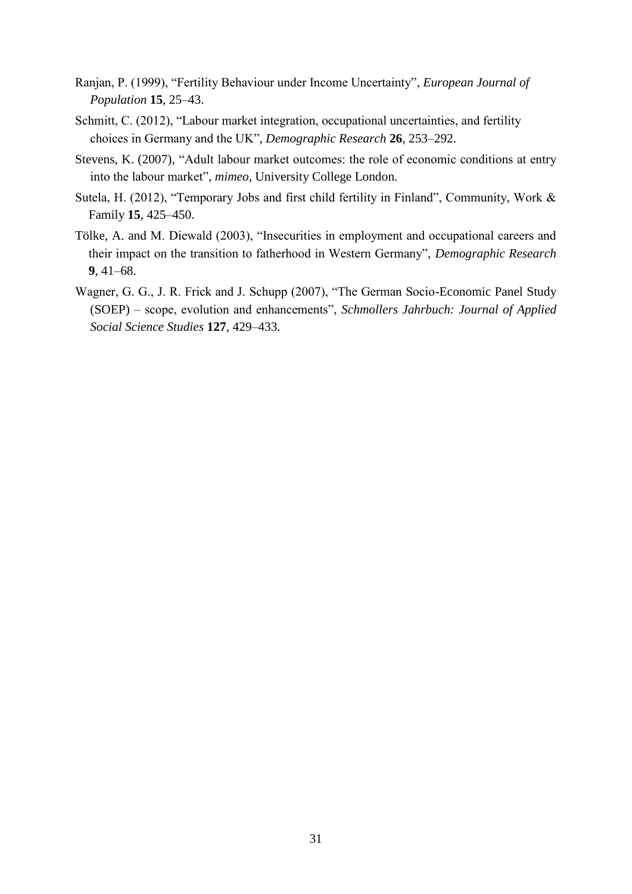Ranjan, P. (1999), "Fertility Behaviour under Income Uncertainty", *European Journal of Population* **15**, 25–43.

Schmitt, C. (2012), "Labour market integration, occupational uncertainties, and fertility choices in Germany and the UK", *Demographic Research* **26**, 253–292.

Stevens, K. (2007), "Adult labour market outcomes: the role of economic conditions at entry into the labour market", *mimeo*, University College London.

Sutela, H. (2012), "Temporary Jobs and first child fertility in Finland", Community, Work & Family **15**, 425–450.

Tölke, A. and M. Diewald (2003), "Insecurities in employment and occupational careers and their impact on the transition to fatherhood in Western Germany", *Demographic Research* **9**, 41–68.

Wagner, G. G., J. R. Frick and J. Schupp (2007), "The German Socio-Economic Panel Study (SOEP) – scope, evolution and enhancements", *Schmollers Jahrbuch: Journal of Applied Social Science Studies* **127**, 429–433.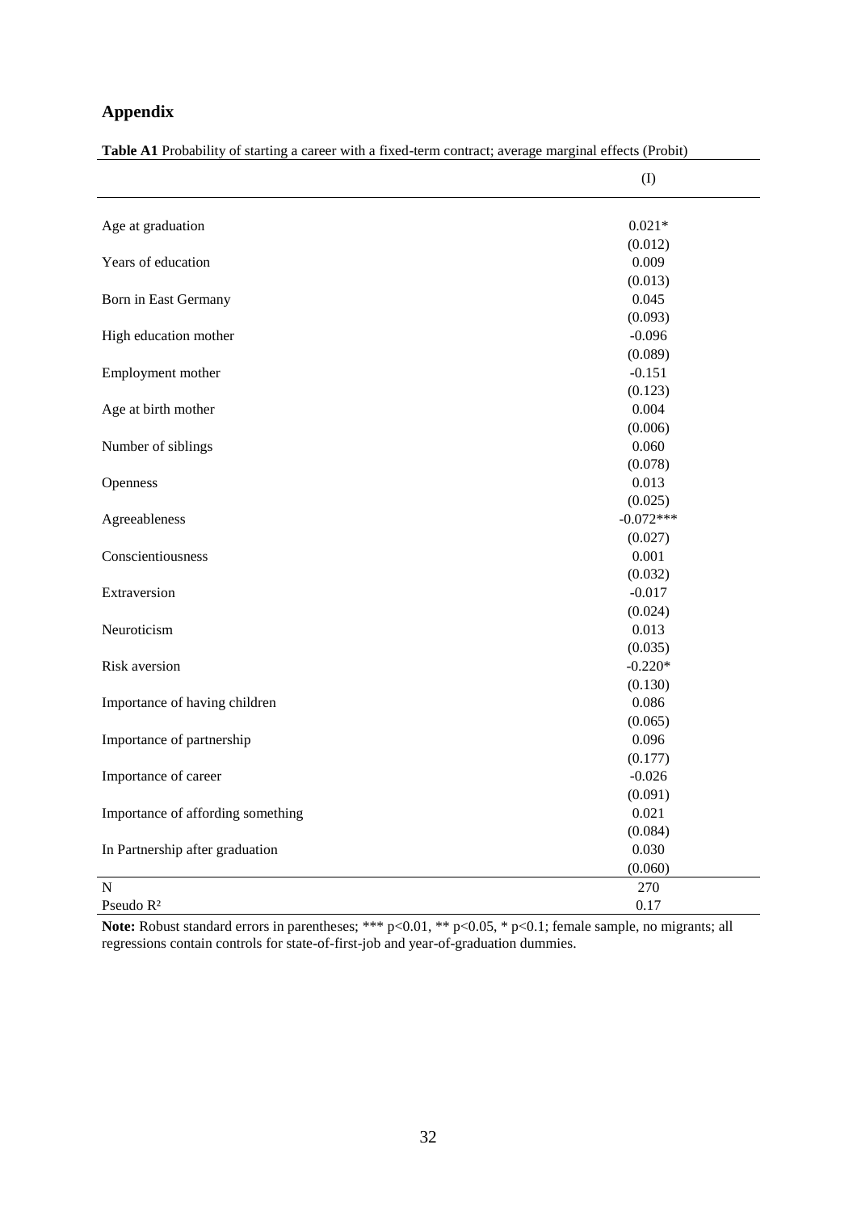## Appendix

**Table A1** Probability of starting a career with a fixed-term contract; average marginal effects (Probit)

| | (I) |
|---|---|
| Age at graduation | 0.021* |
| | (0.012) |
| Years of education | 0.009 |
| | (0.013) |
| Born in East Germany | 0.045 |
| | (0.093) |
| High education mother | -0.096 |
| | (0.089) |
| Employment mother | -0.151 |
| | (0.123) |
| Age at birth mother | 0.004 |
| | (0.006) |
| Number of siblings | 0.060 |
| | (0.078) |
| Openness | 0.013 |
| | (0.025) |
| Agreeableness | -0.072*** |
| | (0.027) |
| Conscientiousness | 0.001 |
| | (0.032) |
| Extraversion | -0.017 |
| | (0.024) |
| Neuroticism | 0.013 |
| | (0.035) |
| Risk aversion | -0.220* |
| | (0.130) |
| Importance of having children | 0.086 |
| | (0.065) |
| Importance of partnership | 0.096 |
| | (0.177) |
| Importance of career | -0.026 |
| | (0.091) |
| Importance of affording something | 0.021 |
| | (0.084) |
| In Partnership after graduation | 0.030 |
| | (0.060) |
| N | 270 |
| Pseudo $R^2$ | 0.17 |

**Note:** Robust standard errors in parentheses; *** p<0.01, ** p<0.05, * p<0.1; female sample, no migrants; all regressions contain controls for state-of-first-job and year-of-graduation dummies.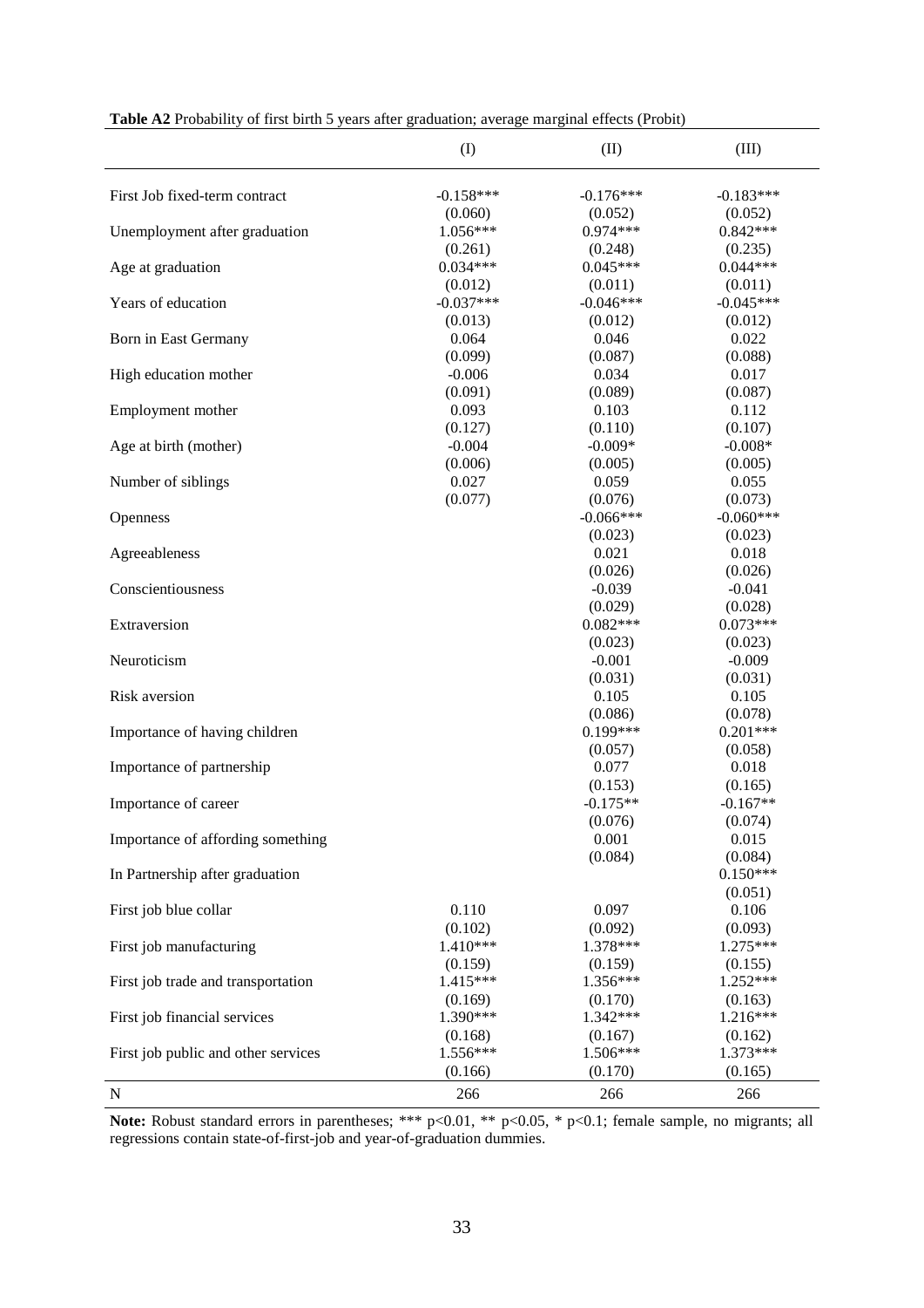**Table A2** Probability of first birth 5 years after graduation; average marginal effects (Probit)

| | (I) | (II) | (III) |
|---|---|---|---|
| First Job fixed-term contract | -0.158*** | -0.176*** | -0.183*** |
| | (0.060) | (0.052) | (0.052) |
| Unemployment after graduation | 1.056*** | 0.974*** | 0.842*** |
| | (0.261) | (0.248) | (0.235) |
| Age at graduation | 0.034*** | 0.045*** | 0.044*** |
| | (0.012) | (0.011) | (0.011) |
| Years of education | -0.037*** | -0.046*** | -0.045*** |
| | (0.013) | (0.012) | (0.012) |
| Born in East Germany | 0.064 | 0.046 | 0.022 |
| | (0.099) | (0.087) | (0.088) |
| High education mother | -0.006 | 0.034 | 0.017 |
| | (0.091) | (0.089) | (0.087) |
| Employment mother | 0.093 | 0.103 | 0.112 |
| | (0.127) | (0.110) | (0.107) |
| Age at birth (mother) | -0.004 | -0.009* | -0.008* |
| | (0.006) | (0.005) | (0.005) |
| Number of siblings | 0.027 | 0.059 | 0.055 |
| | (0.077) | (0.076) | (0.073) |
| Openness | | -0.066*** | -0.060*** |
| | | (0.023) | (0.023) |
| Agreeableness | | 0.021 | 0.018 |
| | | (0.026) | (0.026) |
| Conscientiousness | | -0.039 | -0.041 |
| | | (0.029) | (0.028) |
| Extraversion | | 0.082*** | 0.073*** |
| | | (0.023) | (0.023) |
| Neuroticism | | -0.001 | -0.009 |
| | | (0.031) | (0.031) |
| Risk aversion | | 0.105 | 0.105 |
| | | (0.086) | (0.078) |
| Importance of having children | | 0.199*** | 0.201*** |
| | | (0.057) | (0.058) |
| Importance of partnership | | 0.077 | 0.018 |
| | | (0.153) | (0.165) |
| Importance of career | | -0.175** | -0.167** |
| | | (0.076) | (0.074) |
| Importance of affording something | | 0.001 | 0.015 |
| | | (0.084) | (0.084) |
| In Partnership after graduation | | | 0.150*** |
| | | | (0.051) |
| First job blue collar | 0.110 | 0.097 | 0.106 |
| | (0.102) | (0.092) | (0.093) |
| First job manufacturing | 1.410*** | 1.378*** | 1.275*** |
| | (0.159) | (0.159) | (0.155) |
| First job trade and transportation | 1.415*** | 1.356*** | 1.252*** |
| | (0.169) | (0.170) | (0.163) |
| First job financial services | 1.390*** | 1.342*** | 1.216*** |
| | (0.168) | (0.167) | (0.162) |
| First job public and other services | 1.556*** | 1.506*** | 1.373*** |
| | (0.166) | (0.170) | (0.165) |
| N | 266 | 266 | 266 |

**Note:** Robust standard errors in parentheses; *** p<0.01, ** p<0.05, * p<0.1; female sample, no migrants; all regressions contain state-of-first-job and year-of-graduation dummies.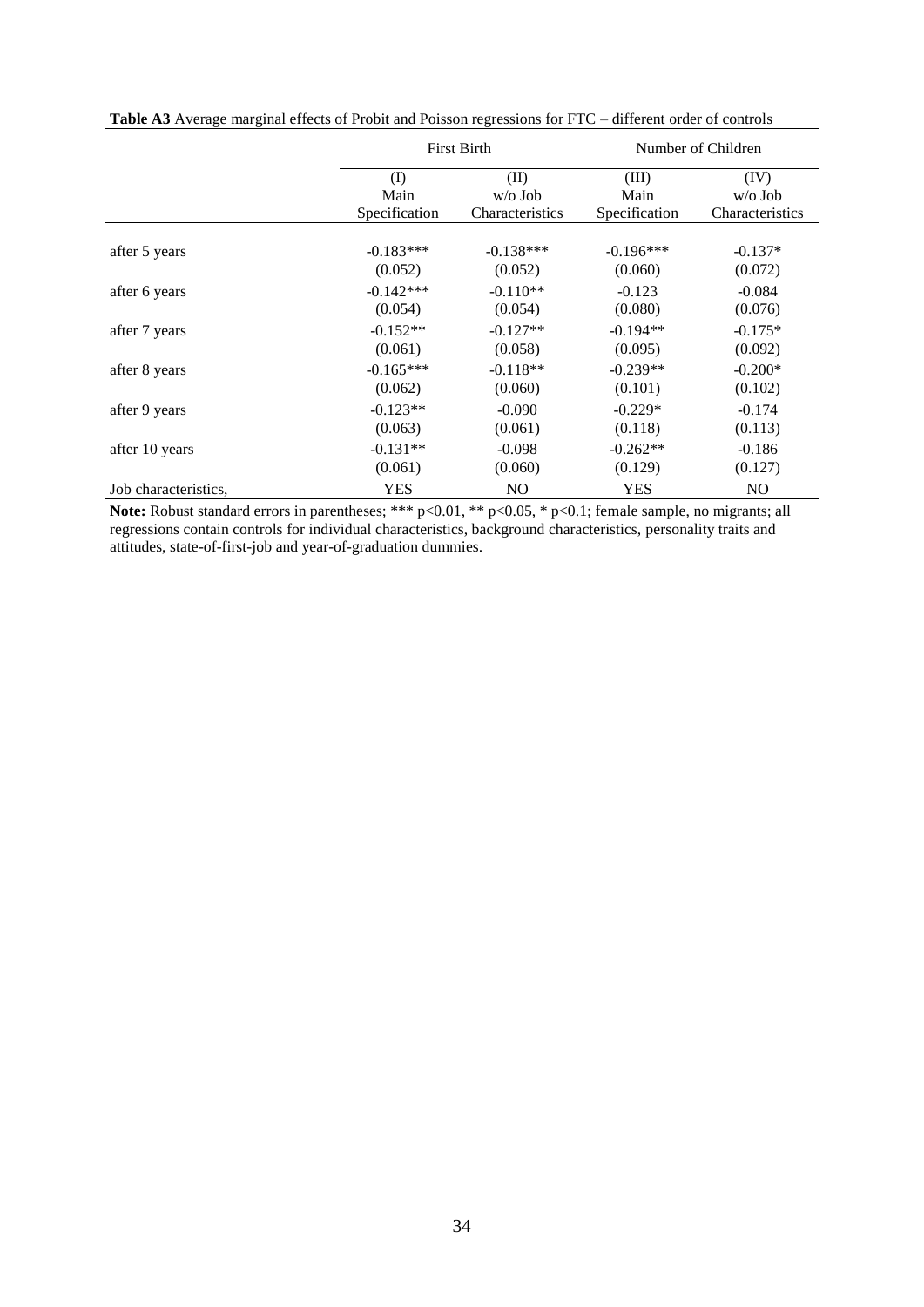**Table A3** Average marginal effects of Probit and Poisson regressions for FTC – different order of controls

| | First Birth | | Number of Children | |
|---|---|---|---|---|
| | (I) Main Specification | (II) w/o Job Characteristics | (III) Main Specification | (IV) w/o Job Characteristics |
| after 5 years | -0.183*** | -0.138*** | -0.196*** | -0.137* |
| | (0.052) | (0.052) | (0.060) | (0.072) |
| after 6 years | -0.142*** | -0.110** | -0.123 | -0.084 |
| | (0.054) | (0.054) | (0.080) | (0.076) |
| after 7 years | -0.152** | -0.127** | -0.194** | -0.175* |
| | (0.061) | (0.058) | (0.095) | (0.092) |
| after 8 years | -0.165*** | -0.118** | -0.239** | -0.200* |
| | (0.062) | (0.060) | (0.101) | (0.102) |
| after 9 years | -0.123** | -0.090 | -0.229* | -0.174 |
| | (0.063) | (0.061) | (0.118) | (0.113) |
| after 10 years | -0.131** | -0.098 | -0.262** | -0.186 |
| | (0.061) | (0.060) | (0.129) | (0.127) |
| Job characteristics, | YES | NO | YES | NO |

**Note:** Robust standard errors in parentheses; *** p<0.01, ** p<0.05, * p<0.1; female sample, no migrants; all regressions contain controls for individual characteristics, background characteristics, personality traits and attitudes, state-of-first-job and year-of-graduation dummies.